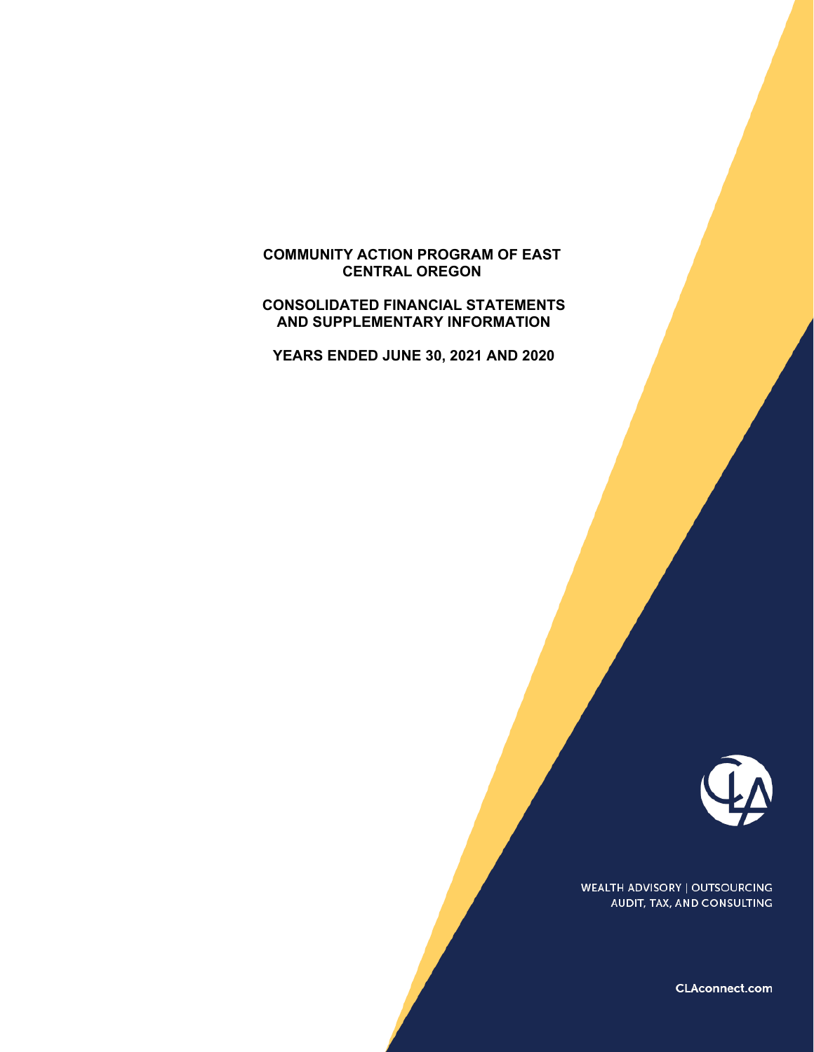# COMMUNITY ACTION PROGRAM OF EAST CENTRAL OREGON

## CONSOLIDATED FINANCIAL STATEMENTS AND SUPPLEMENTARY INFORMATION

## YEARS ENDED JUNE 30, 2021 AND 2020

WEALTH ADVISORY | OUTSOURCING
AUDIT, TAX, AND CONSULTING

CLAconnect.com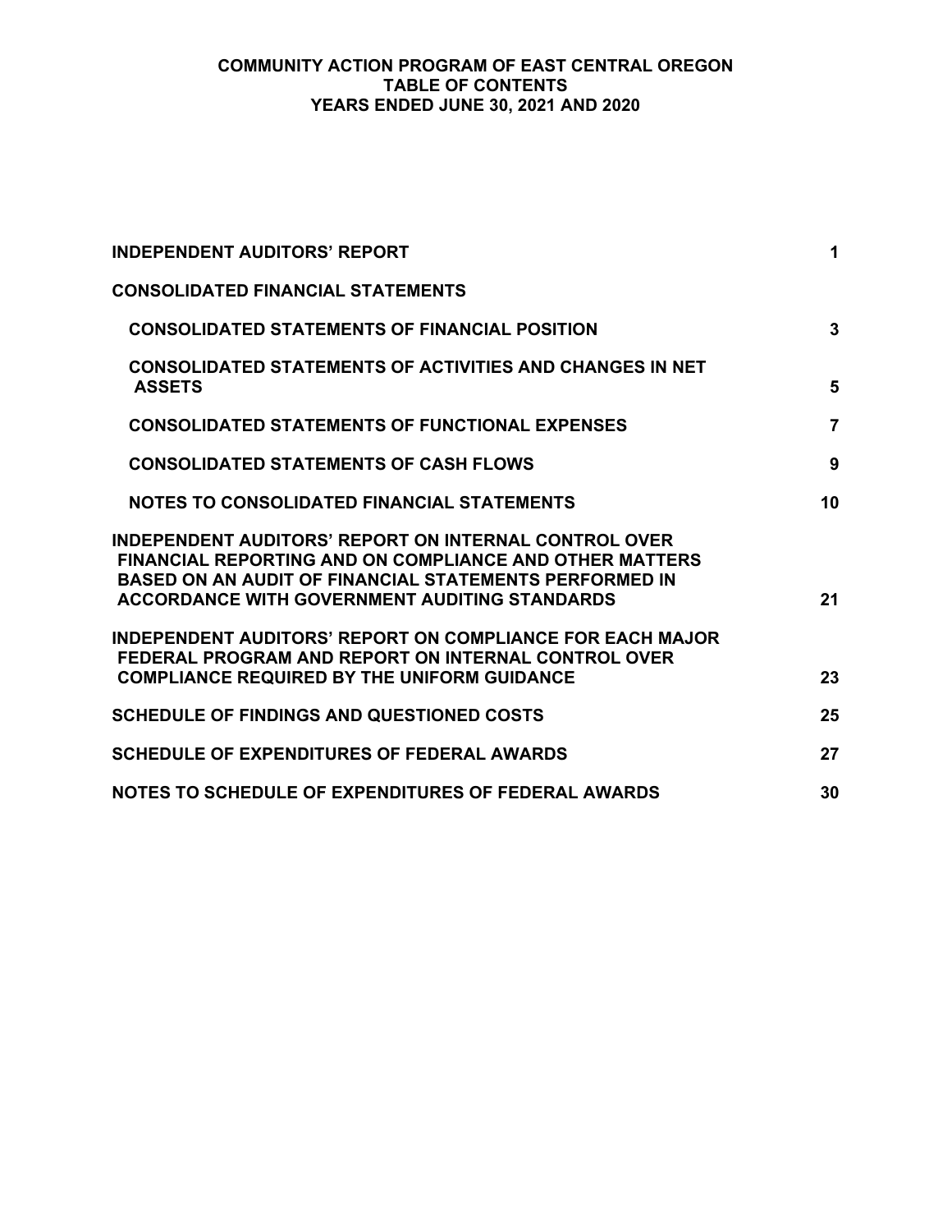# COMMUNITY ACTION PROGRAM OF EAST CENTRAL OREGON
## TABLE OF CONTENTS
## YEARS ENDED JUNE 30, 2021 AND 2020

| | |
|---|---|
| **INDEPENDENT AUDITORS' REPORT** | **1** |
| **CONSOLIDATED FINANCIAL STATEMENTS** | |
| **CONSOLIDATED STATEMENTS OF FINANCIAL POSITION** | **3** |
| **CONSOLIDATED STATEMENTS OF ACTIVITIES AND CHANGES IN NET ASSETS** | **5** |
| **CONSOLIDATED STATEMENTS OF FUNCTIONAL EXPENSES** | **7** |
| **CONSOLIDATED STATEMENTS OF CASH FLOWS** | **9** |
| **NOTES TO CONSOLIDATED FINANCIAL STATEMENTS** | **10** |
| **INDEPENDENT AUDITORS' REPORT ON INTERNAL CONTROL OVER FINANCIAL REPORTING AND ON COMPLIANCE AND OTHER MATTERS BASED ON AN AUDIT OF FINANCIAL STATEMENTS PERFORMED IN ACCORDANCE WITH GOVERNMENT AUDITING STANDARDS** | **21** |
| **INDEPENDENT AUDITORS' REPORT ON COMPLIANCE FOR EACH MAJOR FEDERAL PROGRAM AND REPORT ON INTERNAL CONTROL OVER COMPLIANCE REQUIRED BY THE UNIFORM GUIDANCE** | **23** |
| **SCHEDULE OF FINDINGS AND QUESTIONED COSTS** | **25** |
| **SCHEDULE OF EXPENDITURES OF FEDERAL AWARDS** | **27** |
| **NOTES TO SCHEDULE OF EXPENDITURES OF FEDERAL AWARDS** | **30** |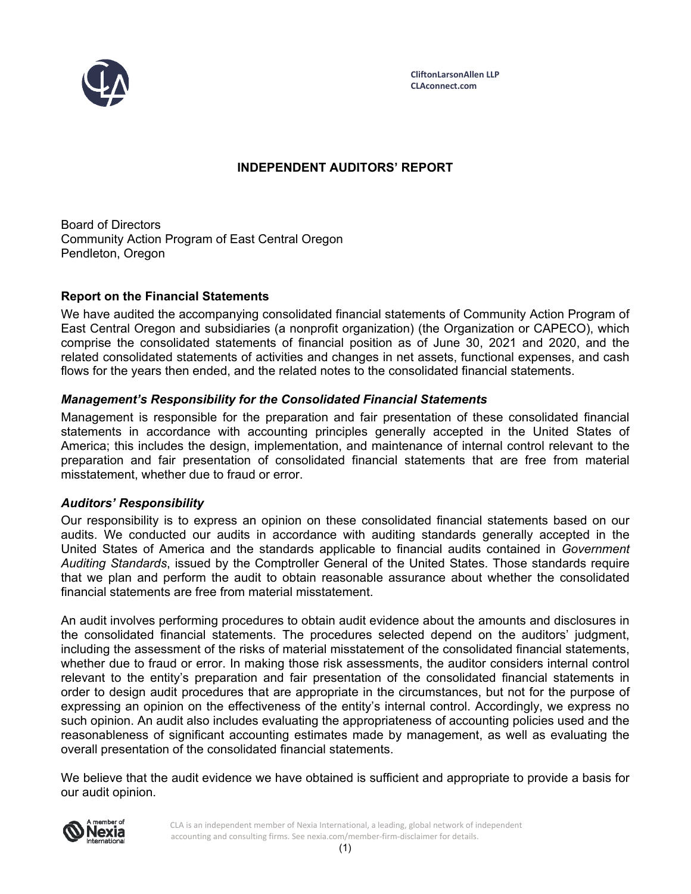CliftonLarsonAllen LLP
CLAconnect.com

# INDEPENDENT AUDITORS' REPORT

Board of Directors
Community Action Program of East Central Oregon
Pendleton, Oregon

## Report on the Financial Statements

We have audited the accompanying consolidated financial statements of Community Action Program of East Central Oregon and subsidiaries (a nonprofit organization) (the Organization or CAPECO), which comprise the consolidated statements of financial position as of June 30, 2021 and 2020, and the related consolidated statements of activities and changes in net assets, functional expenses, and cash flows for the years then ended, and the related notes to the consolidated financial statements.

### *Management's Responsibility for the Consolidated Financial Statements*

Management is responsible for the preparation and fair presentation of these consolidated financial statements in accordance with accounting principles generally accepted in the United States of America; this includes the design, implementation, and maintenance of internal control relevant to the preparation and fair presentation of consolidated financial statements that are free from material misstatement, whether due to fraud or error.

### *Auditors' Responsibility*

Our responsibility is to express an opinion on these consolidated financial statements based on our audits. We conducted our audits in accordance with auditing standards generally accepted in the United States of America and the standards applicable to financial audits contained in *Government Auditing Standards*, issued by the Comptroller General of the United States. Those standards require that we plan and perform the audit to obtain reasonable assurance about whether the consolidated financial statements are free from material misstatement.

An audit involves performing procedures to obtain audit evidence about the amounts and disclosures in the consolidated financial statements. The procedures selected depend on the auditors' judgment, including the assessment of the risks of material misstatement of the consolidated financial statements, whether due to fraud or error. In making those risk assessments, the auditor considers internal control relevant to the entity's preparation and fair presentation of the consolidated financial statements in order to design audit procedures that are appropriate in the circumstances, but not for the purpose of expressing an opinion on the effectiveness of the entity's internal control. Accordingly, we express no such opinion. An audit also includes evaluating the appropriateness of accounting policies used and the reasonableness of significant accounting estimates made by management, as well as evaluating the overall presentation of the consolidated financial statements.

We believe that the audit evidence we have obtained is sufficient and appropriate to provide a basis for our audit opinion.

CLA is an independent member of Nexia International, a leading, global network of independent accounting and consulting firms. See nexia.com/member-firm-disclaimer for details.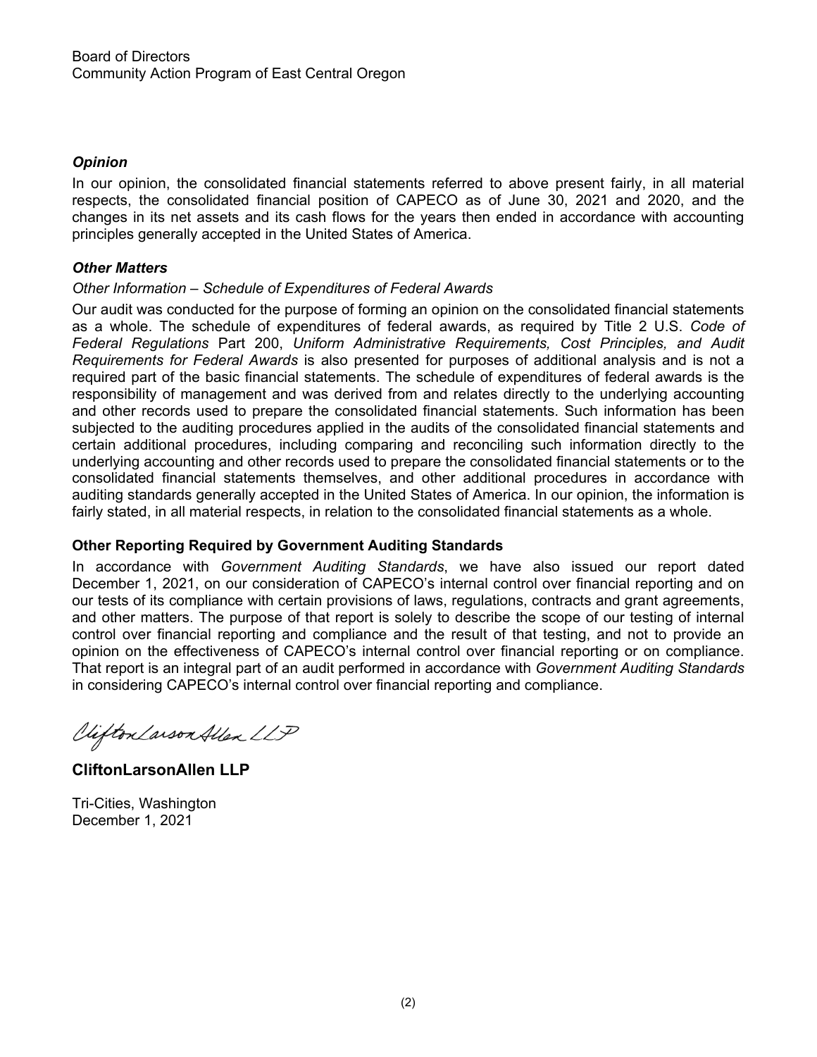Board of Directors
Community Action Program of East Central Oregon

### *Opinion*

In our opinion, the consolidated financial statements referred to above present fairly, in all material respects, the consolidated financial position of CAPECO as of June 30, 2021 and 2020, and the changes in its net assets and its cash flows for the years then ended in accordance with accounting principles generally accepted in the United States of America.

### *Other Matters*

*Other Information – Schedule of Expenditures of Federal Awards*

Our audit was conducted for the purpose of forming an opinion on the consolidated financial statements as a whole. The schedule of expenditures of federal awards, as required by Title 2 U.S. *Code of Federal Regulations* Part 200, *Uniform Administrative Requirements, Cost Principles, and Audit Requirements for Federal Awards* is also presented for purposes of additional analysis and is not a required part of the basic financial statements. The schedule of expenditures of federal awards is the responsibility of management and was derived from and relates directly to the underlying accounting and other records used to prepare the consolidated financial statements. Such information has been subjected to the auditing procedures applied in the audits of the consolidated financial statements and certain additional procedures, including comparing and reconciling such information directly to the underlying accounting and other records used to prepare the consolidated financial statements or to the consolidated financial statements themselves, and other additional procedures in accordance with auditing standards generally accepted in the United States of America. In our opinion, the information is fairly stated, in all material respects, in relation to the consolidated financial statements as a whole.

### Other Reporting Required by Government Auditing Standards

In accordance with *Government Auditing Standards*, we have also issued our report dated December 1, 2021, on our consideration of CAPECO's internal control over financial reporting and on our tests of its compliance with certain provisions of laws, regulations, contracts and grant agreements, and other matters. The purpose of that report is solely to describe the scope of our testing of internal control over financial reporting and compliance and the result of that testing, and not to provide an opinion on the effectiveness of CAPECO's internal control over financial reporting or on compliance. That report is an integral part of an audit performed in accordance with *Government Auditing Standards* in considering CAPECO's internal control over financial reporting and compliance.

CliftonLarsonAllen LLP

**CliftonLarsonAllen LLP**

Tri-Cities, Washington
December 1, 2021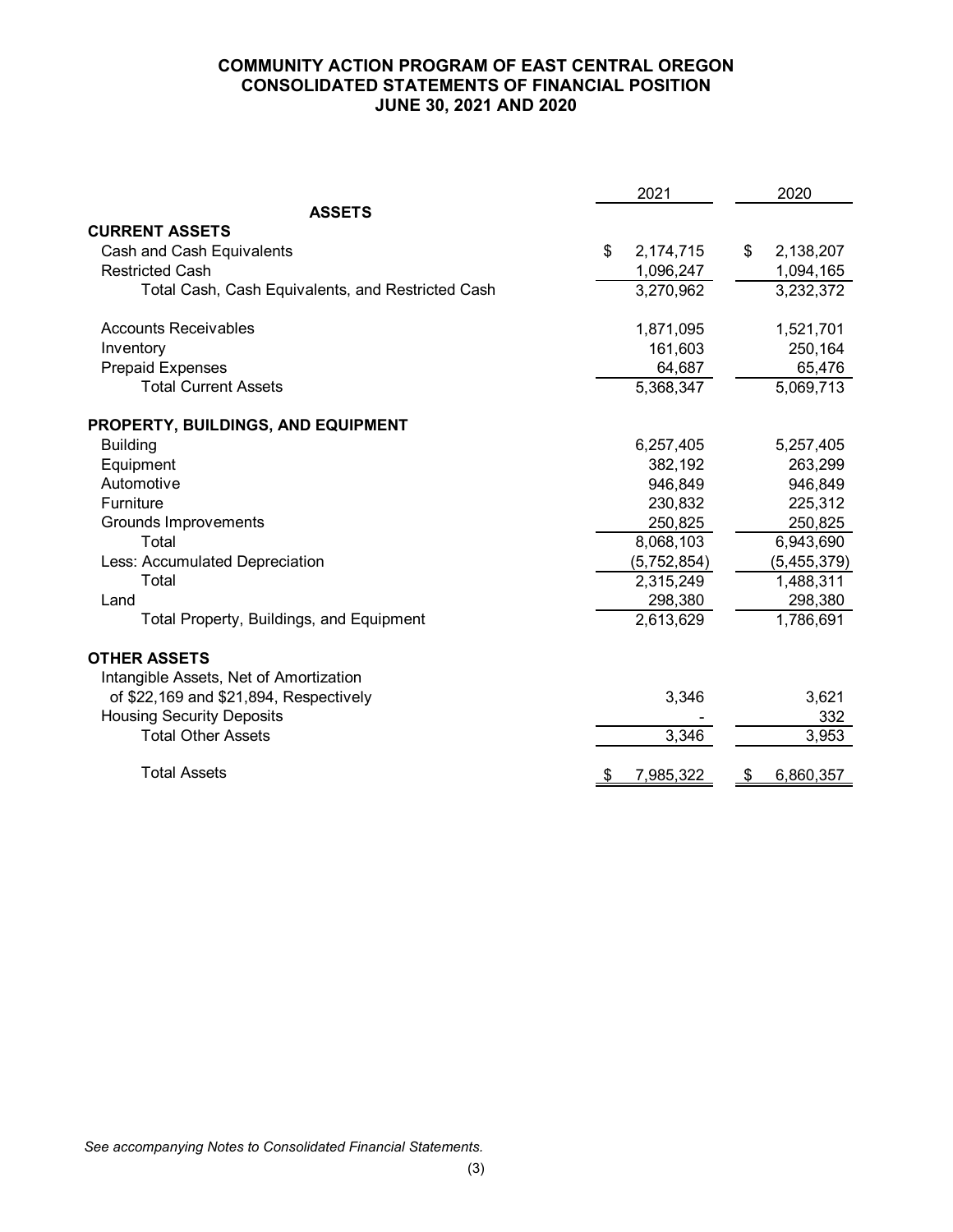# COMMUNITY ACTION PROGRAM OF EAST CENTRAL OREGON
## CONSOLIDATED STATEMENTS OF FINANCIAL POSITION
## JUNE 30, 2021 AND 2020

| | 2021 | 2020 |
|---|---|---|
| **ASSETS** | | |
| **CURRENT ASSETS** | | |
| Cash and Cash Equivalents | $ 2,174,715 | $ 2,138,207 |
| Restricted Cash | 1,096,247 | 1,094,165 |
| Total Cash, Cash Equivalents, and Restricted Cash | 3,270,962 | 3,232,372 |
| Accounts Receivables | 1,871,095 | 1,521,701 |
| Inventory | 161,603 | 250,164 |
| Prepaid Expenses | 64,687 | 65,476 |
| Total Current Assets | 5,368,347 | 5,069,713 |
| **PROPERTY, BUILDINGS, AND EQUIPMENT** | | |
| Building | 6,257,405 | 5,257,405 |
| Equipment | 382,192 | 263,299 |
| Automotive | 946,849 | 946,849 |
| Furniture | 230,832 | 225,312 |
| Grounds Improvements | 250,825 | 250,825 |
| Total | 8,068,103 | 6,943,690 |
| Less: Accumulated Depreciation | (5,752,854) | (5,455,379) |
| Total | 2,315,249 | 1,488,311 |
| Land | 298,380 | 298,380 |
| Total Property, Buildings, and Equipment | 2,613,629 | 1,786,691 |
| **OTHER ASSETS** | | |
| Intangible Assets, Net of Amortization of $22,169 and $21,894, Respectively | 3,346 | 3,621 |
| Housing Security Deposits | - | 332 |
| Total Other Assets | 3,346 | 3,953 |
| Total Assets | $ 7,985,322 | $ 6,860,357 |

*See accompanying Notes to Consolidated Financial Statements.*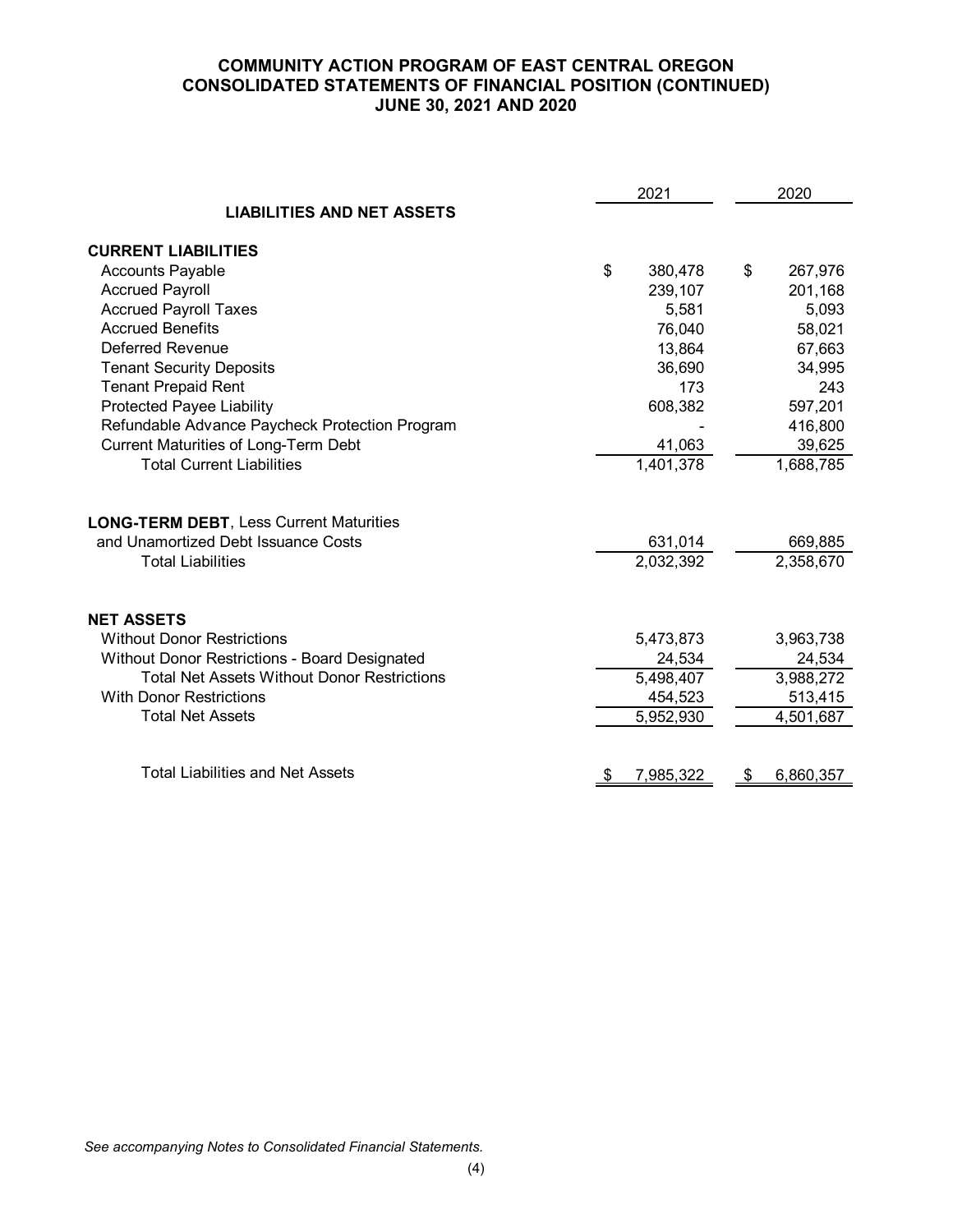**COMMUNITY ACTION PROGRAM OF EAST CENTRAL OREGON**
**CONSOLIDATED STATEMENTS OF FINANCIAL POSITION (CONTINUED)**
**JUNE 30, 2021 AND 2020**

| | 2021 | 2020 |
|---|---|---|
| **LIABILITIES AND NET ASSETS** | | |
| **CURRENT LIABILITIES** | | |
| Accounts Payable | $ 380,478 | $ 267,976 |
| Accrued Payroll | 239,107 | 201,168 |
| Accrued Payroll Taxes | 5,581 | 5,093 |
| Accrued Benefits | 76,040 | 58,021 |
| Deferred Revenue | 13,864 | 67,663 |
| Tenant Security Deposits | 36,690 | 34,995 |
| Tenant Prepaid Rent | 173 | 243 |
| Protected Payee Liability | 608,382 | 597,201 |
| Refundable Advance Paycheck Protection Program | - | 416,800 |
| Current Maturities of Long-Term Debt | 41,063 | 39,625 |
| Total Current Liabilities | 1,401,378 | 1,688,785 |
| **LONG-TERM DEBT**, Less Current Maturities and Unamortized Debt Issuance Costs | 631,014 | 669,885 |
| Total Liabilities | 2,032,392 | 2,358,670 |
| **NET ASSETS** | | |
| Without Donor Restrictions | 5,473,873 | 3,963,738 |
| Without Donor Restrictions - Board Designated | 24,534 | 24,534 |
| Total Net Assets Without Donor Restrictions | 5,498,407 | 3,988,272 |
| With Donor Restrictions | 454,523 | 513,415 |
| Total Net Assets | 5,952,930 | 4,501,687 |
| Total Liabilities and Net Assets | $ 7,985,322 | $ 6,860,357 |

*See accompanying Notes to Consolidated Financial Statements.*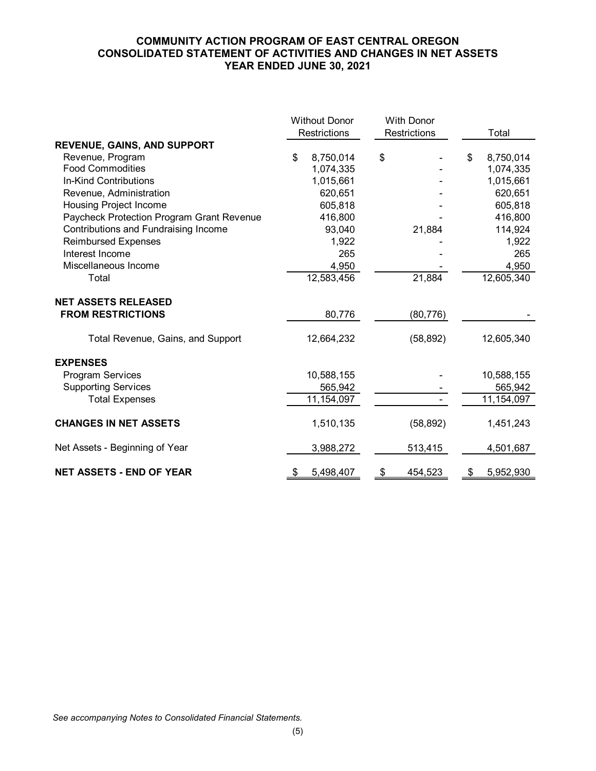# COMMUNITY ACTION PROGRAM OF EAST CENTRAL OREGON
## CONSOLIDATED STATEMENT OF ACTIVITIES AND CHANGES IN NET ASSETS
### YEAR ENDED JUNE 30, 2021

| | Without Donor Restrictions | With Donor Restrictions | Total |
|---|---|---|---|
| **REVENUE, GAINS, AND SUPPORT** | | | |
| Revenue, Program | $ 8,750,014 | $ - | $ 8,750,014 |
| Food Commodities | 1,074,335 | - | 1,074,335 |
| In-Kind Contributions | 1,015,661 | - | 1,015,661 |
| Revenue, Administration | 620,651 | - | 620,651 |
| Housing Project Income | 605,818 | - | 605,818 |
| Paycheck Protection Program Grant Revenue | 416,800 | - | 416,800 |
| Contributions and Fundraising Income | 93,040 | 21,884 | 114,924 |
| Reimbursed Expenses | 1,922 | - | 1,922 |
| Interest Income | 265 | - | 265 |
| Miscellaneous Income | 4,950 | - | 4,950 |
| Total | 12,583,456 | 21,884 | 12,605,340 |
| **NET ASSETS RELEASED FROM RESTRICTIONS** | 80,776 | (80,776) | - |
| Total Revenue, Gains, and Support | 12,664,232 | (58,892) | 12,605,340 |
| **EXPENSES** | | | |
| Program Services | 10,588,155 | - | 10,588,155 |
| Supporting Services | 565,942 | - | 565,942 |
| Total Expenses | 11,154,097 | - | 11,154,097 |
| **CHANGES IN NET ASSETS** | 1,510,135 | (58,892) | 1,451,243 |
| Net Assets - Beginning of Year | 3,988,272 | 513,415 | 4,501,687 |
| **NET ASSETS - END OF YEAR** | $ 5,498,407 | $ 454,523 | $ 5,952,930 |

*See accompanying Notes to Consolidated Financial Statements.*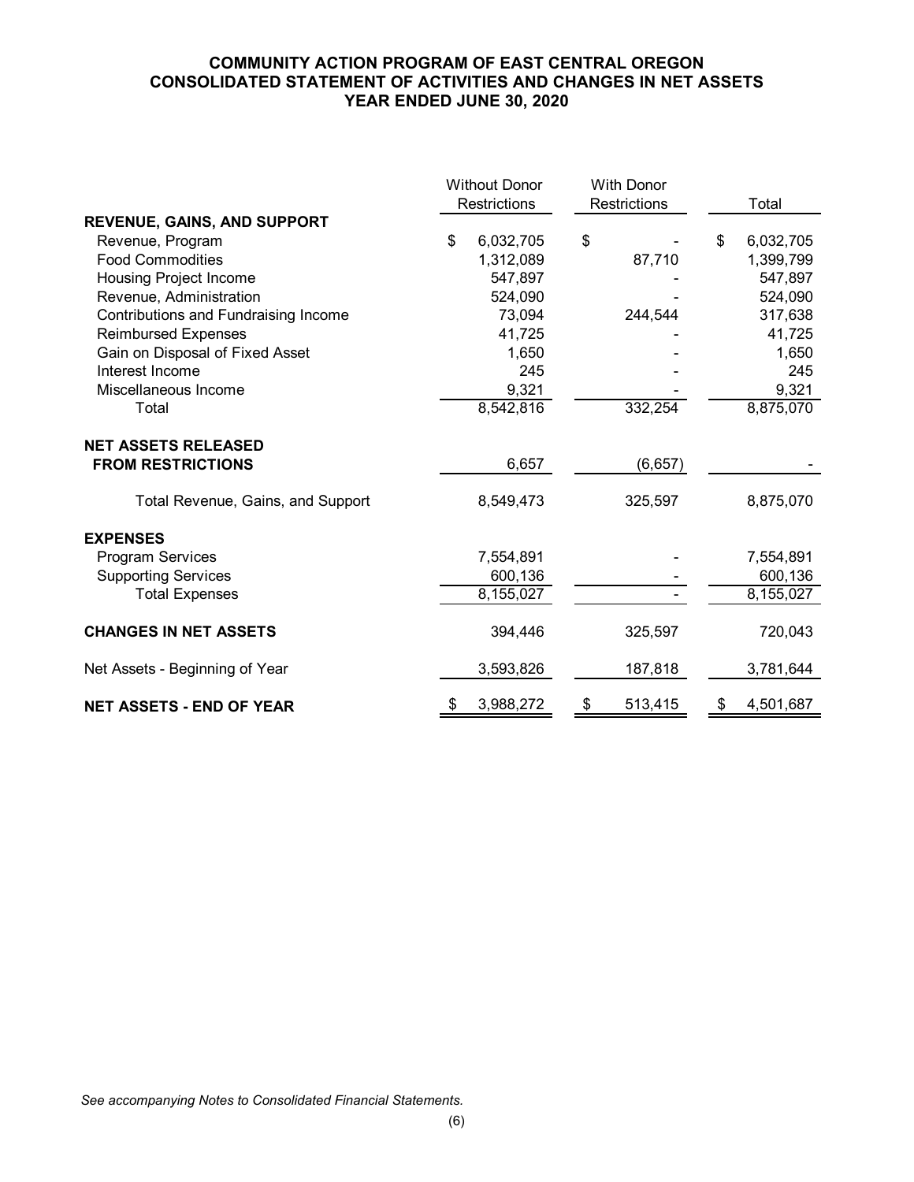# COMMUNITY ACTION PROGRAM OF EAST CENTRAL OREGON
## CONSOLIDATED STATEMENT OF ACTIVITIES AND CHANGES IN NET ASSETS
### YEAR ENDED JUNE 30, 2020

| | Without Donor Restrictions | With Donor Restrictions | Total |
|---|---|---|---|
| **REVENUE, GAINS, AND SUPPORT** | | | |
| Revenue, Program | $ 6,032,705 | $ - | $ 6,032,705 |
| Food Commodities | 1,312,089 | 87,710 | 1,399,799 |
| Housing Project Income | 547,897 | - | 547,897 |
| Revenue, Administration | 524,090 | - | 524,090 |
| Contributions and Fundraising Income | 73,094 | 244,544 | 317,638 |
| Reimbursed Expenses | 41,725 | - | 41,725 |
| Gain on Disposal of Fixed Asset | 1,650 | - | 1,650 |
| Interest Income | 245 | - | 245 |
| Miscellaneous Income | 9,321 | - | 9,321 |
| Total | 8,542,816 | 332,254 | 8,875,070 |
| **NET ASSETS RELEASED FROM RESTRICTIONS** | 6,657 | (6,657) | - |
| Total Revenue, Gains, and Support | 8,549,473 | 325,597 | 8,875,070 |
| **EXPENSES** | | | |
| Program Services | 7,554,891 | - | 7,554,891 |
| Supporting Services | 600,136 | - | 600,136 |
| Total Expenses | 8,155,027 | - | 8,155,027 |
| **CHANGES IN NET ASSETS** | 394,446 | 325,597 | 720,043 |
| Net Assets - Beginning of Year | 3,593,826 | 187,818 | 3,781,644 |
| **NET ASSETS - END OF YEAR** | $ 3,988,272 | $ 513,415 | $ 4,501,687 |

*See accompanying Notes to Consolidated Financial Statements.*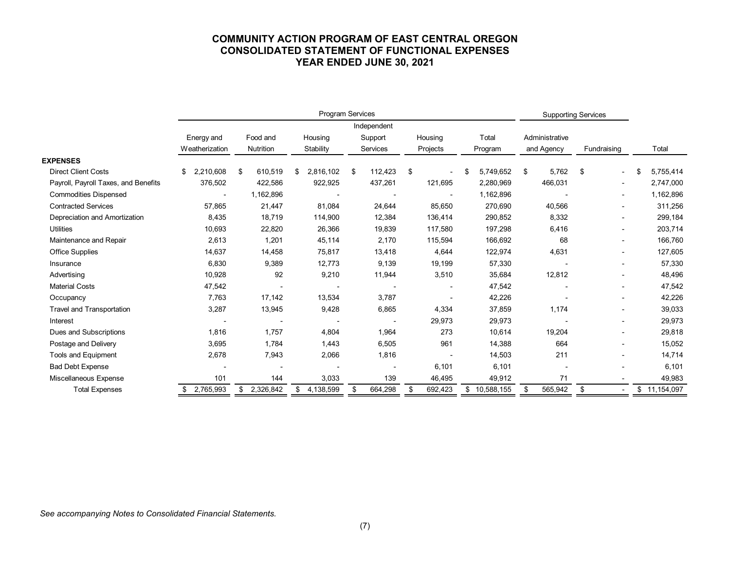# COMMUNITY ACTION PROGRAM OF EAST CENTRAL OREGON
## CONSOLIDATED STATEMENT OF FUNCTIONAL EXPENSES
## YEAR ENDED JUNE 30, 2021

| | Program Services | | | | | | Supporting Services | | |
|---|---|---|---|---|---|---|---|---|---|
| | Energy and Weatherization | Food and Nutrition | Housing Stability | Independent Support Services | Housing Projects | Total Program | Administrative and Agency | Fundraising | Total |
| **EXPENSES** | | | | | | | | | |
| Direct Client Costs | $ 2,210,608 | $ 610,519 | $ 2,816,102 | $ 112,423 | $ - | $ 5,749,652 | $ 5,762 | $ - | $ 5,755,414 |
| Payroll, Payroll Taxes, and Benefits | 376,502 | 422,586 | 922,925 | 437,261 | 121,695 | 2,280,969 | 466,031 | - | 2,747,000 |
| Commodities Dispensed | - | 1,162,896 | - | - | - | 1,162,896 | - | - | 1,162,896 |
| Contracted Services | 57,865 | 21,447 | 81,084 | 24,644 | 85,650 | 270,690 | 40,566 | - | 311,256 |
| Depreciation and Amortization | 8,435 | 18,719 | 114,900 | 12,384 | 136,414 | 290,852 | 8,332 | - | 299,184 |
| Utilities | 10,693 | 22,820 | 26,366 | 19,839 | 117,580 | 197,298 | 6,416 | - | 203,714 |
| Maintenance and Repair | 2,613 | 1,201 | 45,114 | 2,170 | 115,594 | 166,692 | 68 | - | 166,760 |
| Office Supplies | 14,637 | 14,458 | 75,817 | 13,418 | 4,644 | 122,974 | 4,631 | - | 127,605 |
| Insurance | 6,830 | 9,389 | 12,773 | 9,139 | 19,199 | 57,330 | - | - | 57,330 |
| Advertising | 10,928 | 92 | 9,210 | 11,944 | 3,510 | 35,684 | 12,812 | - | 48,496 |
| Material Costs | 47,542 | - | - | - | - | 47,542 | - | - | 47,542 |
| Occupancy | 7,763 | 17,142 | 13,534 | 3,787 | - | 42,226 | - | - | 42,226 |
| Travel and Transportation | 3,287 | 13,945 | 9,428 | 6,865 | 4,334 | 37,859 | 1,174 | - | 39,033 |
| Interest | - | - | - | - | 29,973 | 29,973 | - | - | 29,973 |
| Dues and Subscriptions | 1,816 | 1,757 | 4,804 | 1,964 | 273 | 10,614 | 19,204 | - | 29,818 |
| Postage and Delivery | 3,695 | 1,784 | 1,443 | 6,505 | 961 | 14,388 | 664 | - | 15,052 |
| Tools and Equipment | 2,678 | 7,943 | 2,066 | 1,816 | - | 14,503 | 211 | - | 14,714 |
| Bad Debt Expense | - | - | - | - | 6,101 | 6,101 | - | - | 6,101 |
| Miscellaneous Expense | 101 | 144 | 3,033 | 139 | 46,495 | 49,912 | 71 | - | 49,983 |
| Total Expenses | $ 2,765,993 | $ 2,326,842 | $ 4,138,599 | $ 664,298 | $ 692,423 | $ 10,588,155 | $ 565,942 | $ - | $ 11,154,097 |

*See accompanying Notes to Consolidated Financial Statements.*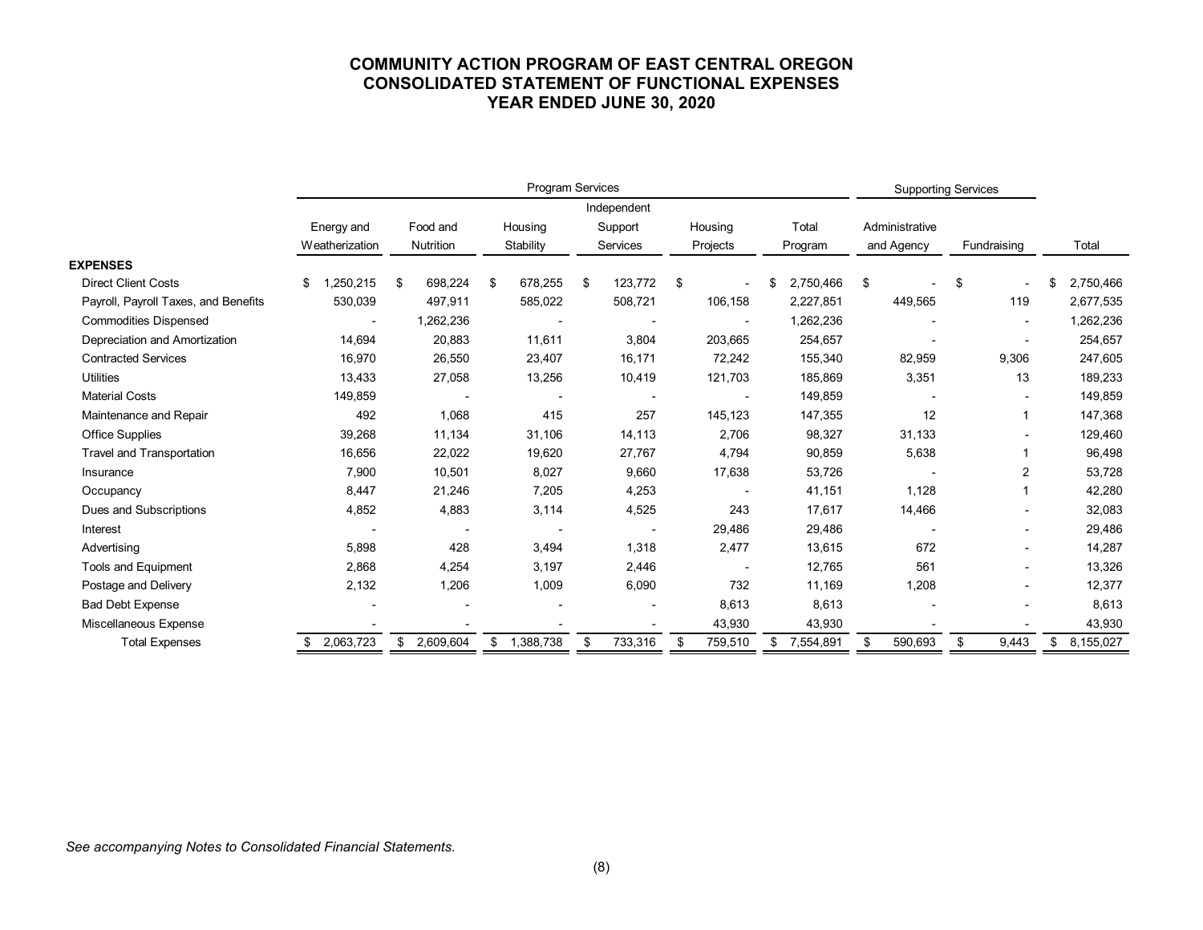# COMMUNITY ACTION PROGRAM OF EAST CENTRAL OREGON
## CONSOLIDATED STATEMENT OF FUNCTIONAL EXPENSES
## YEAR ENDED JUNE 30, 2020

| | Program Services | | | | | | Supporting Services | | |
|---|---|---|---|---|---|---|---|---|---|
| | Energy and Weatherization | Food and Nutrition | Housing Stability | Independent Support Services | Housing Projects | Total Program | Administrative and Agency | Fundraising | Total |
| **EXPENSES** | | | | | | | | | |
| Direct Client Costs | $ 1,250,215 | $ 698,224 | $ 678,255 | $ 123,772 | $ - | $ 2,750,466 | $ - | $ - | $ 2,750,466 |
| Payroll, Payroll Taxes, and Benefits | 530,039 | 497,911 | 585,022 | 508,721 | 106,158 | 2,227,851 | 449,565 | 119 | 2,677,535 |
| Commodities Dispensed | - | 1,262,236 | - | - | - | 1,262,236 | - | - | 1,262,236 |
| Depreciation and Amortization | 14,694 | 20,883 | 11,611 | 3,804 | 203,665 | 254,657 | - | - | 254,657 |
| Contracted Services | 16,970 | 26,550 | 23,407 | 16,171 | 72,242 | 155,340 | 82,959 | 9,306 | 247,605 |
| Utilities | 13,433 | 27,058 | 13,256 | 10,419 | 121,703 | 185,869 | 3,351 | 13 | 189,233 |
| Material Costs | 149,859 | - | - | - | - | 149,859 | - | - | 149,859 |
| Maintenance and Repair | 492 | 1,068 | 415 | 257 | 145,123 | 147,355 | 12 | 1 | 147,368 |
| Office Supplies | 39,268 | 11,134 | 31,106 | 14,113 | 2,706 | 98,327 | 31,133 | - | 129,460 |
| Travel and Transportation | 16,656 | 22,022 | 19,620 | 27,767 | 4,794 | 90,859 | 5,638 | 1 | 96,498 |
| Insurance | 7,900 | 10,501 | 8,027 | 9,660 | 17,638 | 53,726 | - | 2 | 53,728 |
| Occupancy | 8,447 | 21,246 | 7,205 | 4,253 | - | 41,151 | 1,128 | 1 | 42,280 |
| Dues and Subscriptions | 4,852 | 4,883 | 3,114 | 4,525 | 243 | 17,617 | 14,466 | - | 32,083 |
| Interest | - | - | - | - | 29,486 | 29,486 | - | - | 29,486 |
| Advertising | 5,898 | 428 | 3,494 | 1,318 | 2,477 | 13,615 | 672 | - | 14,287 |
| Tools and Equipment | 2,868 | 4,254 | 3,197 | 2,446 | - | 12,765 | 561 | - | 13,326 |
| Postage and Delivery | 2,132 | 1,206 | 1,009 | 6,090 | 732 | 11,169 | 1,208 | - | 12,377 |
| Bad Debt Expense | - | - | - | - | 8,613 | 8,613 | - | - | 8,613 |
| Miscellaneous Expense | - | - | - | - | 43,930 | 43,930 | - | - | 43,930 |
| Total Expenses | $ 2,063,723 | $ 2,609,604 | $ 1,388,738 | $ 733,316 | $ 759,510 | $ 7,554,891 | $ 590,693 | $ 9,443 | $ 8,155,027 |

*See accompanying Notes to Consolidated Financial Statements.*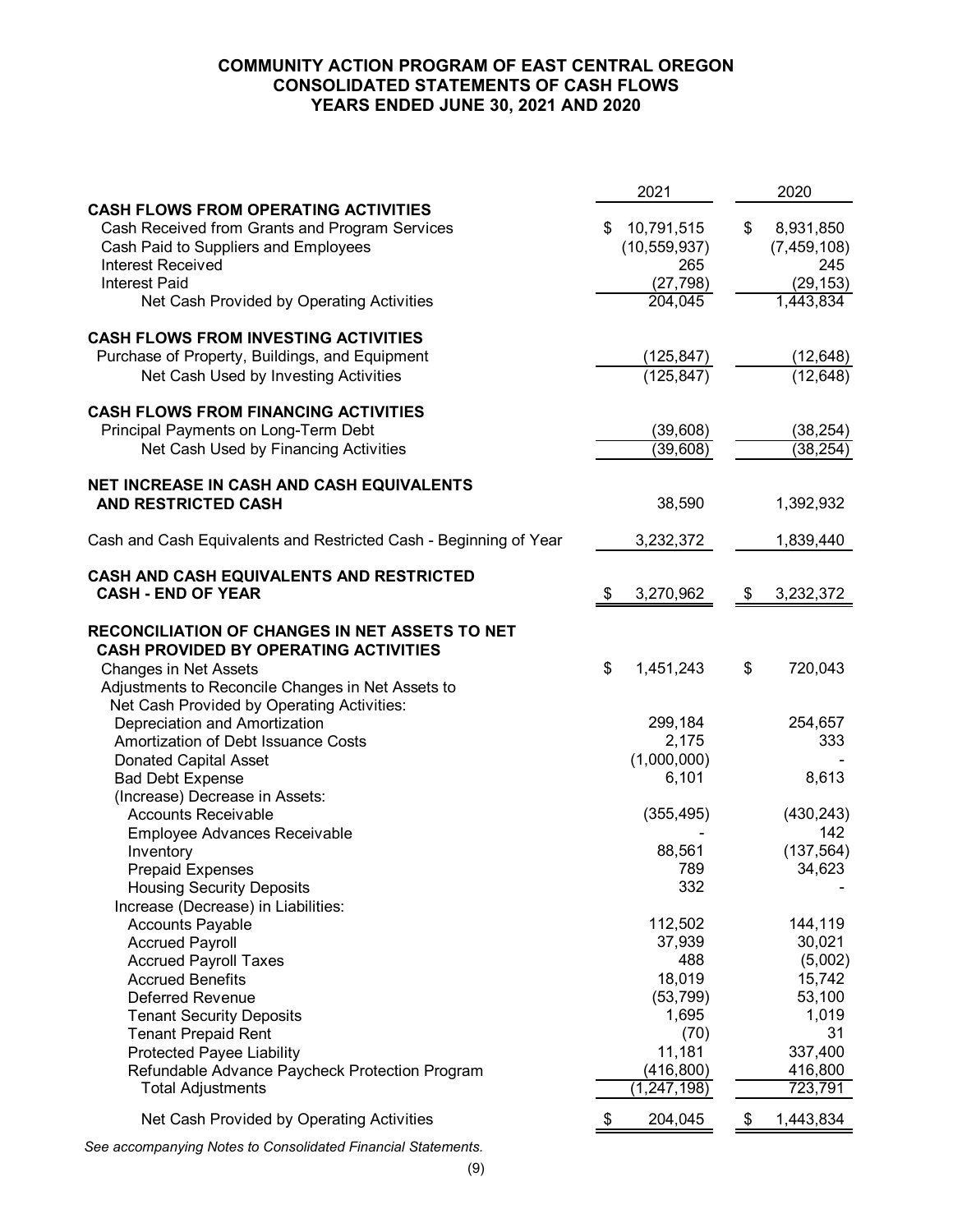# COMMUNITY ACTION PROGRAM OF EAST CENTRAL OREGON
## CONSOLIDATED STATEMENTS OF CASH FLOWS
## YEARS ENDED JUNE 30, 2021 AND 2020

| | 2021 | 2020 |
|---|---|---|
| **CASH FLOWS FROM OPERATING ACTIVITIES** | | |
| Cash Received from Grants and Program Services | $ 10,791,515 | $ 8,931,850 |
| Cash Paid to Suppliers and Employees | (10,559,937) | (7,459,108) |
| Interest Received | 265 | 245 |
| Interest Paid | (27,798) | (29,153) |
| Net Cash Provided by Operating Activities | 204,045 | 1,443,834 |
| | | |
| **CASH FLOWS FROM INVESTING ACTIVITIES** | | |
| Purchase of Property, Buildings, and Equipment | (125,847) | (12,648) |
| Net Cash Used by Investing Activities | (125,847) | (12,648) |
| | | |
| **CASH FLOWS FROM FINANCING ACTIVITIES** | | |
| Principal Payments on Long-Term Debt | (39,608) | (38,254) |
| Net Cash Used by Financing Activities | (39,608) | (38,254) |
| | | |
| **NET INCREASE IN CASH AND CASH EQUIVALENTS AND RESTRICTED CASH** | 38,590 | 1,392,932 |
| | | |
| Cash and Cash Equivalents and Restricted Cash - Beginning of Year | 3,232,372 | 1,839,440 |
| | | |
| **CASH AND CASH EQUIVALENTS AND RESTRICTED CASH - END OF YEAR** | $ 3,270,962 | $ 3,232,372 |
| | | |
| **RECONCILIATION OF CHANGES IN NET ASSETS TO NET CASH PROVIDED BY OPERATING ACTIVITIES** | | |
| Changes in Net Assets | $ 1,451,243 | $ 720,043 |
| Adjustments to Reconcile Changes in Net Assets to Net Cash Provided by Operating Activities: | | |
| Depreciation and Amortization | 299,184 | 254,657 |
| Amortization of Debt Issuance Costs | 2,175 | 333 |
| Donated Capital Asset | (1,000,000) | - |
| Bad Debt Expense | 6,101 | 8,613 |
| (Increase) Decrease in Assets: | | |
| Accounts Receivable | (355,495) | (430,243) |
| Employee Advances Receivable | - | 142 |
| Inventory | 88,561 | (137,564) |
| Prepaid Expenses | 789 | 34,623 |
| Housing Security Deposits | 332 | - |
| Increase (Decrease) in Liabilities: | | |
| Accounts Payable | 112,502 | 144,119 |
| Accrued Payroll | 37,939 | 30,021 |
| Accrued Payroll Taxes | 488 | (5,002) |
| Accrued Benefits | 18,019 | 15,742 |
| Deferred Revenue | (53,799) | 53,100 |
| Tenant Security Deposits | 1,695 | 1,019 |
| Tenant Prepaid Rent | (70) | 31 |
| Protected Payee Liability | 11,181 | 337,400 |
| Refundable Advance Paycheck Protection Program | (416,800) | 416,800 |
| Total Adjustments | (1,247,198) | 723,791 |
| | | |
| Net Cash Provided by Operating Activities | $ 204,045 | $ 1,443,834 |

*See accompanying Notes to Consolidated Financial Statements.*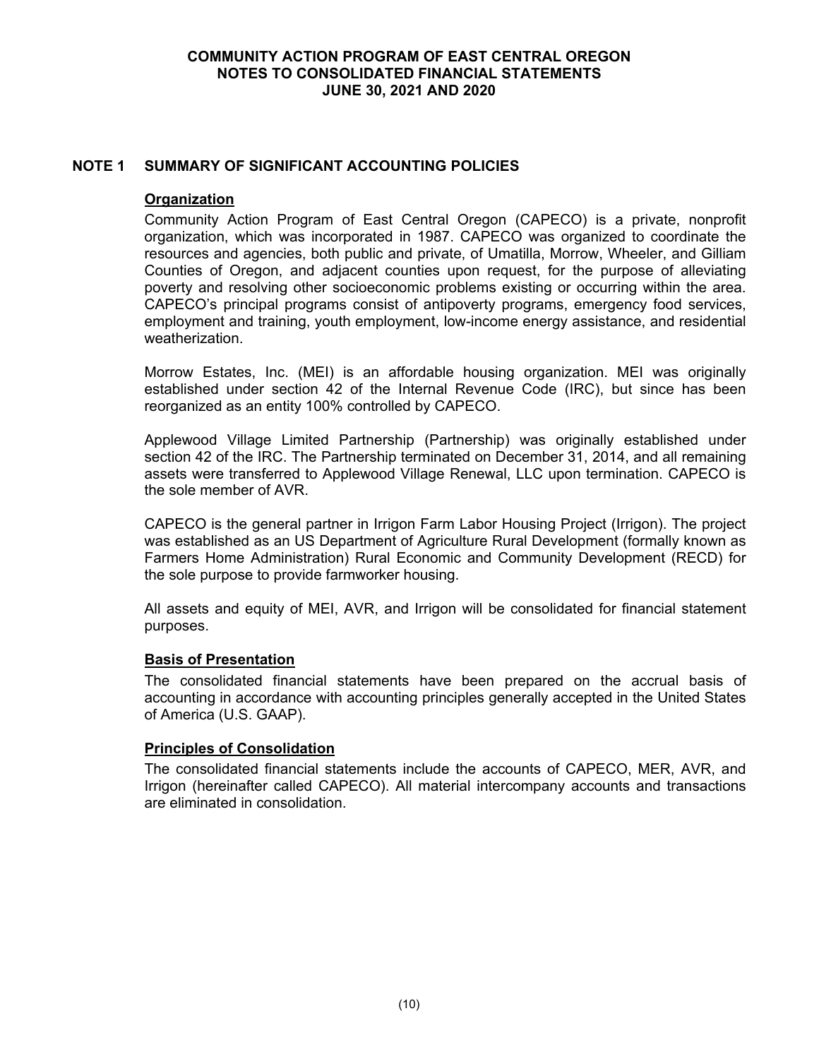# COMMUNITY ACTION PROGRAM OF EAST CENTRAL OREGON
## NOTES TO CONSOLIDATED FINANCIAL STATEMENTS
## JUNE 30, 2021 AND 2020

## NOTE 1 SUMMARY OF SIGNIFICANT ACCOUNTING POLICIES

### Organization

Community Action Program of East Central Oregon (CAPECO) is a private, nonprofit organization, which was incorporated in 1987. CAPECO was organized to coordinate the resources and agencies, both public and private, of Umatilla, Morrow, Wheeler, and Gilliam Counties of Oregon, and adjacent counties upon request, for the purpose of alleviating poverty and resolving other socioeconomic problems existing or occurring within the area. CAPECO's principal programs consist of antipoverty programs, emergency food services, employment and training, youth employment, low-income energy assistance, and residential weatherization.

Morrow Estates, Inc. (MEI) is an affordable housing organization. MEI was originally established under section 42 of the Internal Revenue Code (IRC), but since has been reorganized as an entity 100% controlled by CAPECO.

Applewood Village Limited Partnership (Partnership) was originally established under section 42 of the IRC. The Partnership terminated on December 31, 2014, and all remaining assets were transferred to Applewood Village Renewal, LLC upon termination. CAPECO is the sole member of AVR.

CAPECO is the general partner in Irrigon Farm Labor Housing Project (Irrigon). The project was established as an US Department of Agriculture Rural Development (formally known as Farmers Home Administration) Rural Economic and Community Development (RECD) for the sole purpose to provide farmworker housing.

All assets and equity of MEI, AVR, and Irrigon will be consolidated for financial statement purposes.

### Basis of Presentation

The consolidated financial statements have been prepared on the accrual basis of accounting in accordance with accounting principles generally accepted in the United States of America (U.S. GAAP).

### Principles of Consolidation

The consolidated financial statements include the accounts of CAPECO, MER, AVR, and Irrigon (hereinafter called CAPECO). All material intercompany accounts and transactions are eliminated in consolidation.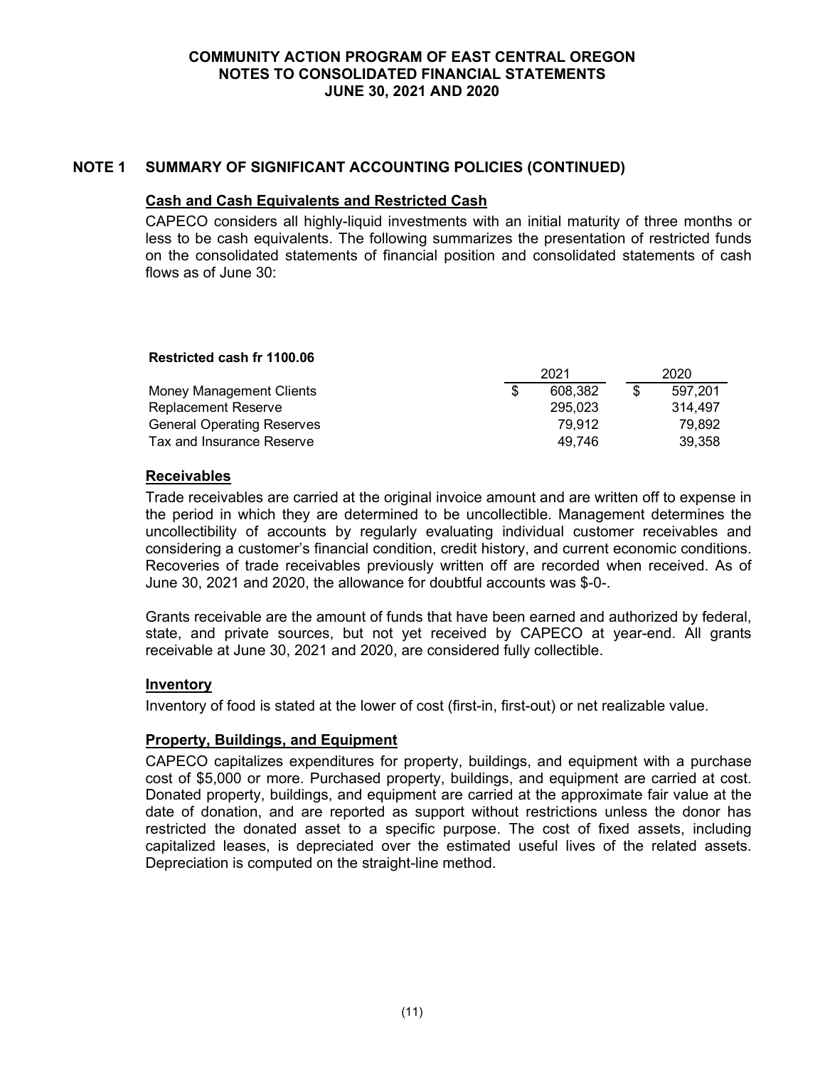## NOTE 1 SUMMARY OF SIGNIFICANT ACCOUNTING POLICIES (CONTINUED)

### Cash and Cash Equivalents and Restricted Cash

CAPECO considers all highly-liquid investments with an initial maturity of three months or less to be cash equivalents. The following summarizes the presentation of restricted funds on the consolidated statements of financial position and consolidated statements of cash flows as of June 30:

**Restricted cash fr 1100.06**

| | 2021 | 2020 |
|---|---|---|
| Money Management Clients | $ 608,382 | $ 597,201 |
| Replacement Reserve | 295,023 | 314,497 |
| General Operating Reserves | 79,912 | 79,892 |
| Tax and Insurance Reserve | 49,746 | 39,358 |

### Receivables

Trade receivables are carried at the original invoice amount and are written off to expense in the period in which they are determined to be uncollectible. Management determines the uncollectibility of accounts by regularly evaluating individual customer receivables and considering a customer's financial condition, credit history, and current economic conditions. Recoveries of trade receivables previously written off are recorded when received. As of June 30, 2021 and 2020, the allowance for doubtful accounts was $-0-.

Grants receivable are the amount of funds that have been earned and authorized by federal, state, and private sources, but not yet received by CAPECO at year-end. All grants receivable at June 30, 2021 and 2020, are considered fully collectible.

### Inventory

Inventory of food is stated at the lower of cost (first-in, first-out) or net realizable value.

### Property, Buildings, and Equipment

CAPECO capitalizes expenditures for property, buildings, and equipment with a purchase cost of $5,000 or more. Purchased property, buildings, and equipment are carried at cost. Donated property, buildings, and equipment are carried at the approximate fair value at the date of donation, and are reported as support without restrictions unless the donor has restricted the donated asset to a specific purpose. The cost of fixed assets, including capitalized leases, is depreciated over the estimated useful lives of the related assets. Depreciation is computed on the straight-line method.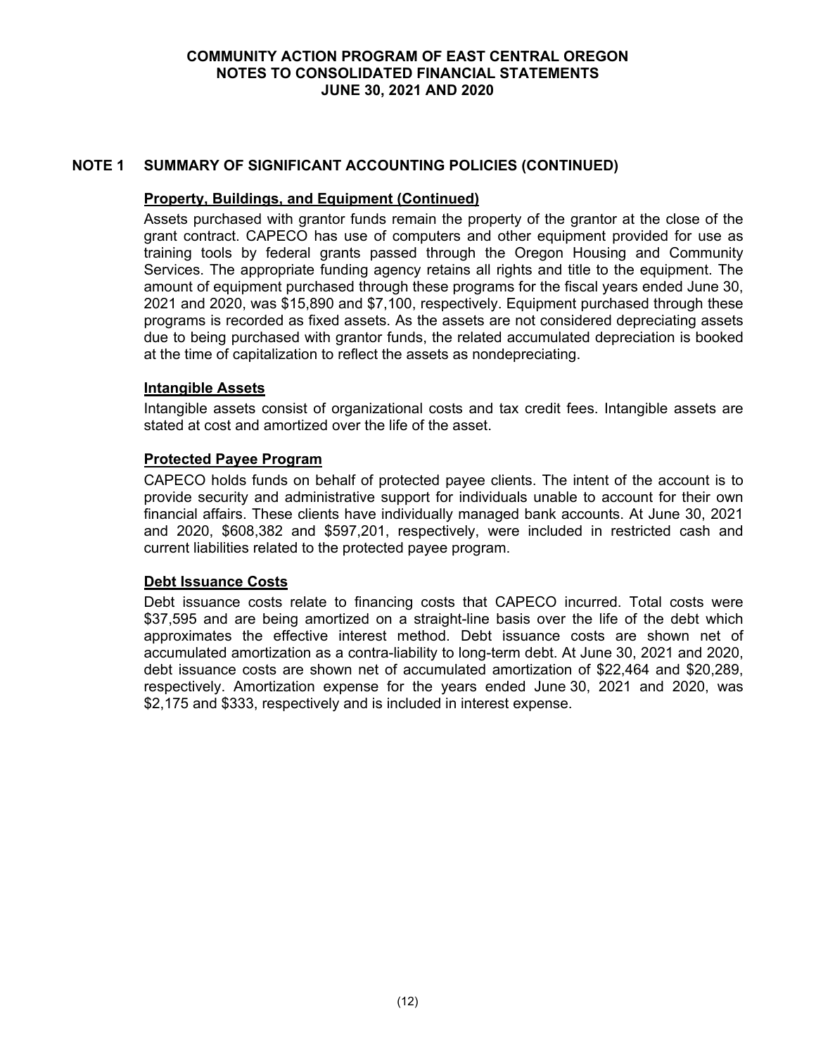## NOTE 1 SUMMARY OF SIGNIFICANT ACCOUNTING POLICIES (CONTINUED)

### Property, Buildings, and Equipment (Continued)

Assets purchased with grantor funds remain the property of the grantor at the close of the grant contract. CAPECO has use of computers and other equipment provided for use as training tools by federal grants passed through the Oregon Housing and Community Services. The appropriate funding agency retains all rights and title to the equipment. The amount of equipment purchased through these programs for the fiscal years ended June 30, 2021 and 2020, was $15,890 and $7,100, respectively. Equipment purchased through these programs is recorded as fixed assets. As the assets are not considered depreciating assets due to being purchased with grantor funds, the related accumulated depreciation is booked at the time of capitalization to reflect the assets as nondepreciating.

### Intangible Assets

Intangible assets consist of organizational costs and tax credit fees. Intangible assets are stated at cost and amortized over the life of the asset.

### Protected Payee Program

CAPECO holds funds on behalf of protected payee clients. The intent of the account is to provide security and administrative support for individuals unable to account for their own financial affairs. These clients have individually managed bank accounts. At June 30, 2021 and 2020, $608,382 and $597,201, respectively, were included in restricted cash and current liabilities related to the protected payee program.

### Debt Issuance Costs

Debt issuance costs relate to financing costs that CAPECO incurred. Total costs were $37,595 and are being amortized on a straight-line basis over the life of the debt which approximates the effective interest method. Debt issuance costs are shown net of accumulated amortization as a contra-liability to long-term debt. At June 30, 2021 and 2020, debt issuance costs are shown net of accumulated amortization of $22,464 and $20,289, respectively. Amortization expense for the years ended June 30, 2021 and 2020, was $2,175 and $333, respectively and is included in interest expense.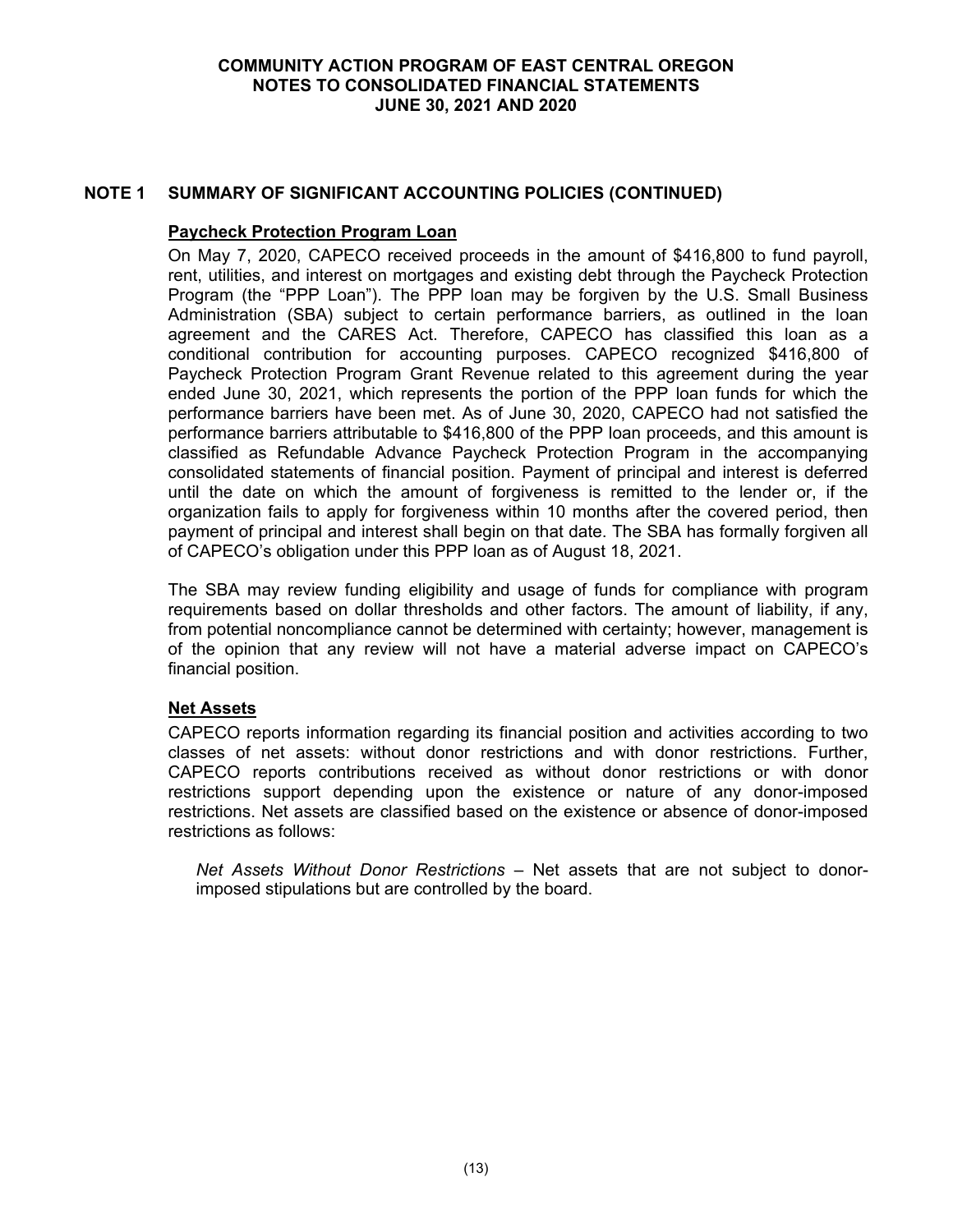## NOTE 1 SUMMARY OF SIGNIFICANT ACCOUNTING POLICIES (CONTINUED)

**Paycheck Protection Program Loan**

On May 7, 2020, CAPECO received proceeds in the amount of $416,800 to fund payroll, rent, utilities, and interest on mortgages and existing debt through the Paycheck Protection Program (the "PPP Loan"). The PPP loan may be forgiven by the U.S. Small Business Administration (SBA) subject to certain performance barriers, as outlined in the loan agreement and the CARES Act. Therefore, CAPECO has classified this loan as a conditional contribution for accounting purposes. CAPECO recognized $416,800 of Paycheck Protection Program Grant Revenue related to this agreement during the year ended June 30, 2021, which represents the portion of the PPP loan funds for which the performance barriers have been met. As of June 30, 2020, CAPECO had not satisfied the performance barriers attributable to $416,800 of the PPP loan proceeds, and this amount is classified as Refundable Advance Paycheck Protection Program in the accompanying consolidated statements of financial position. Payment of principal and interest is deferred until the date on which the amount of forgiveness is remitted to the lender or, if the organization fails to apply for forgiveness within 10 months after the covered period, then payment of principal and interest shall begin on that date. The SBA has formally forgiven all of CAPECO's obligation under this PPP loan as of August 18, 2021.

The SBA may review funding eligibility and usage of funds for compliance with program requirements based on dollar thresholds and other factors. The amount of liability, if any, from potential noncompliance cannot be determined with certainty; however, management is of the opinion that any review will not have a material adverse impact on CAPECO's financial position.

**Net Assets**

CAPECO reports information regarding its financial position and activities according to two classes of net assets: without donor restrictions and with donor restrictions. Further, CAPECO reports contributions received as without donor restrictions or with donor restrictions support depending upon the existence or nature of any donor-imposed restrictions. Net assets are classified based on the existence or absence of donor-imposed restrictions as follows:

*Net Assets Without Donor Restrictions* – Net assets that are not subject to donor-imposed stipulations but are controlled by the board.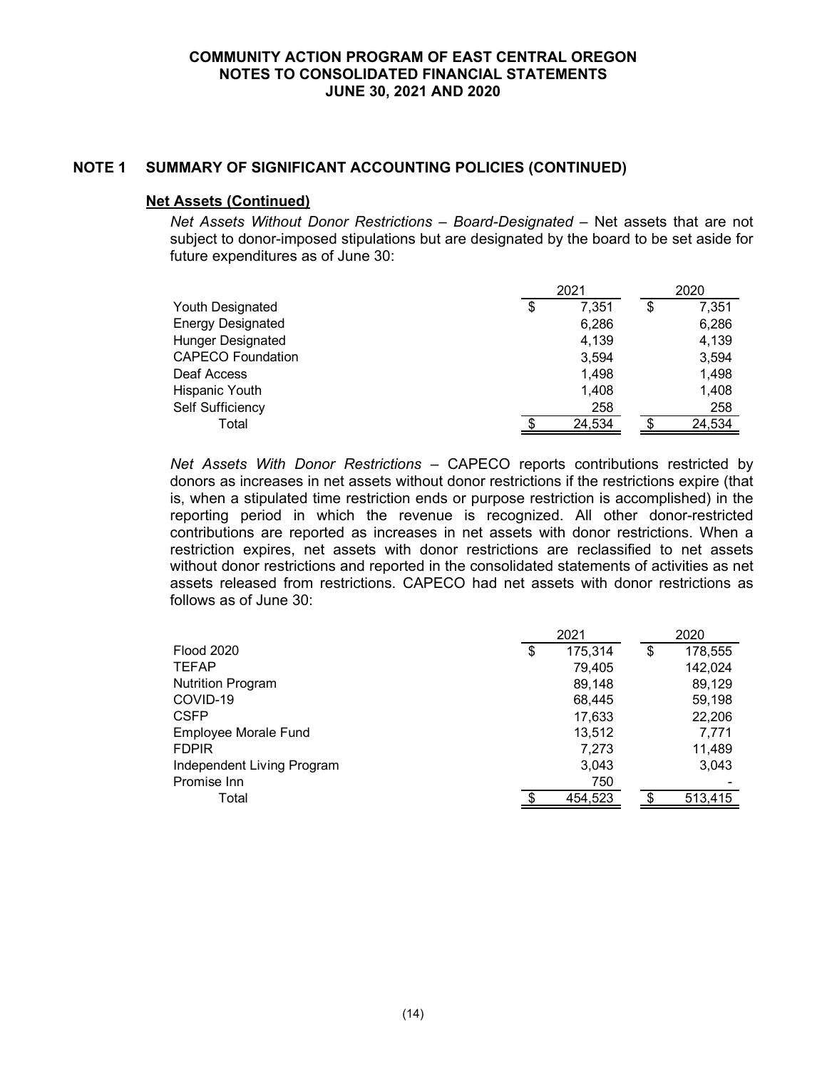## NOTE 1 SUMMARY OF SIGNIFICANT ACCOUNTING POLICIES (CONTINUED)

### Net Assets (Continued)

*Net Assets Without Donor Restrictions – Board-Designated* – Net assets that are not subject to donor-imposed stipulations but are designated by the board to be set aside for future expenditures as of June 30:

| | 2021 | 2020 |
|---|---|---|
| Youth Designated | $ 7,351 | $ 7,351 |
| Energy Designated | 6,286 | 6,286 |
| Hunger Designated | 4,139 | 4,139 |
| CAPECO Foundation | 3,594 | 3,594 |
| Deaf Access | 1,498 | 1,498 |
| Hispanic Youth | 1,408 | 1,408 |
| Self Sufficiency | 258 | 258 |
| Total | $ 24,534 | $ 24,534 |

*Net Assets With Donor Restrictions* – CAPECO reports contributions restricted by donors as increases in net assets without donor restrictions if the restrictions expire (that is, when a stipulated time restriction ends or purpose restriction is accomplished) in the reporting period in which the revenue is recognized. All other donor-restricted contributions are reported as increases in net assets with donor restrictions. When a restriction expires, net assets with donor restrictions are reclassified to net assets without donor restrictions and reported in the consolidated statements of activities as net assets released from restrictions. CAPECO had net assets with donor restrictions as follows as of June 30:

| | 2021 | 2020 |
|---|---|---|
| Flood 2020 | $ 175,314 | $ 178,555 |
| TEFAP | 79,405 | 142,024 |
| Nutrition Program | 89,148 | 89,129 |
| COVID-19 | 68,445 | 59,198 |
| CSFP | 17,633 | 22,206 |
| Employee Morale Fund | 13,512 | 7,771 |
| FDPIR | 7,273 | 11,489 |
| Independent Living Program | 3,043 | 3,043 |
| Promise Inn | 750 | - |
| Total | $ 454,523 | $ 513,415 |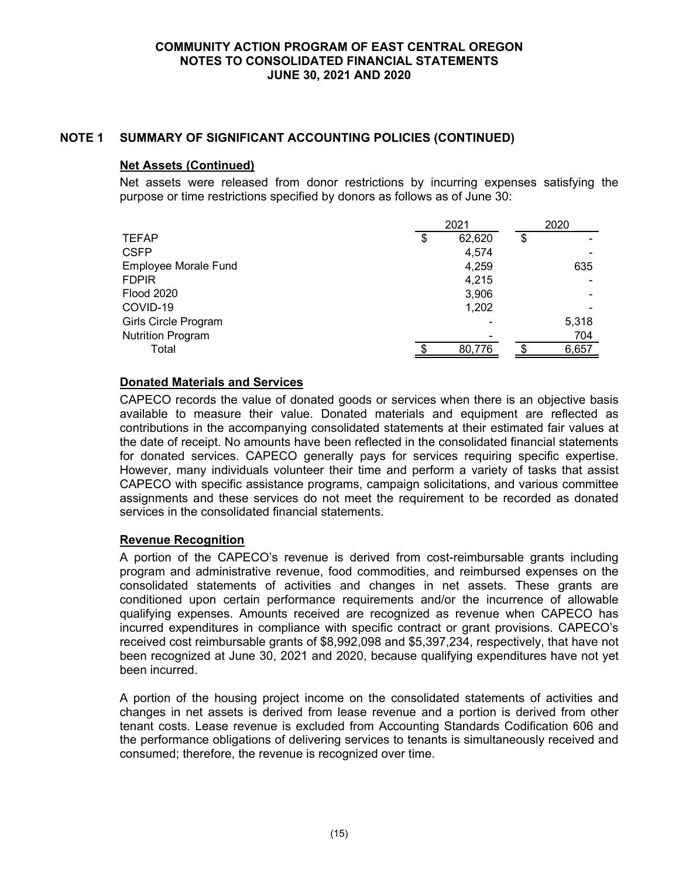## NOTE 1 SUMMARY OF SIGNIFICANT ACCOUNTING POLICIES (CONTINUED)

### Net Assets (Continued)

Net assets were released from donor restrictions by incurring expenses satisfying the purpose or time restrictions specified by donors as follows as of June 30:

| | 2021 | 2020 |
|---|---|---|
| TEFAP | $ 62,620 | $ - |
| CSFP | 4,574 | - |
| Employee Morale Fund | 4,259 | 635 |
| FDPIR | 4,215 | - |
| Flood 2020 | 3,906 | - |
| COVID-19 | 1,202 | - |
| Girls Circle Program | - | 5,318 |
| Nutrition Program | - | 704 |
| Total | $ 80,776 | $ 6,657 |

### Donated Materials and Services

CAPECO records the value of donated goods or services when there is an objective basis available to measure their value. Donated materials and equipment are reflected as contributions in the accompanying consolidated statements at their estimated fair values at the date of receipt. No amounts have been reflected in the consolidated financial statements for donated services. CAPECO generally pays for services requiring specific expertise. However, many individuals volunteer their time and perform a variety of tasks that assist CAPECO with specific assistance programs, campaign solicitations, and various committee assignments and these services do not meet the requirement to be recorded as donated services in the consolidated financial statements.

### Revenue Recognition

A portion of the CAPECO's revenue is derived from cost-reimbursable grants including program and administrative revenue, food commodities, and reimbursed expenses on the consolidated statements of activities and changes in net assets. These grants are conditioned upon certain performance requirements and/or the incurrence of allowable qualifying expenses. Amounts received are recognized as revenue when CAPECO has incurred expenditures in compliance with specific contract or grant provisions. CAPECO's received cost reimbursable grants of $8,992,098 and $5,397,234, respectively, that have not been recognized at June 30, 2021 and 2020, because qualifying expenditures have not yet been incurred.

A portion of the housing project income on the consolidated statements of activities and changes in net assets is derived from lease revenue and a portion is derived from other tenant costs. Lease revenue is excluded from Accounting Standards Codification 606 and the performance obligations of delivering services to tenants is simultaneously received and consumed; therefore, the revenue is recognized over time.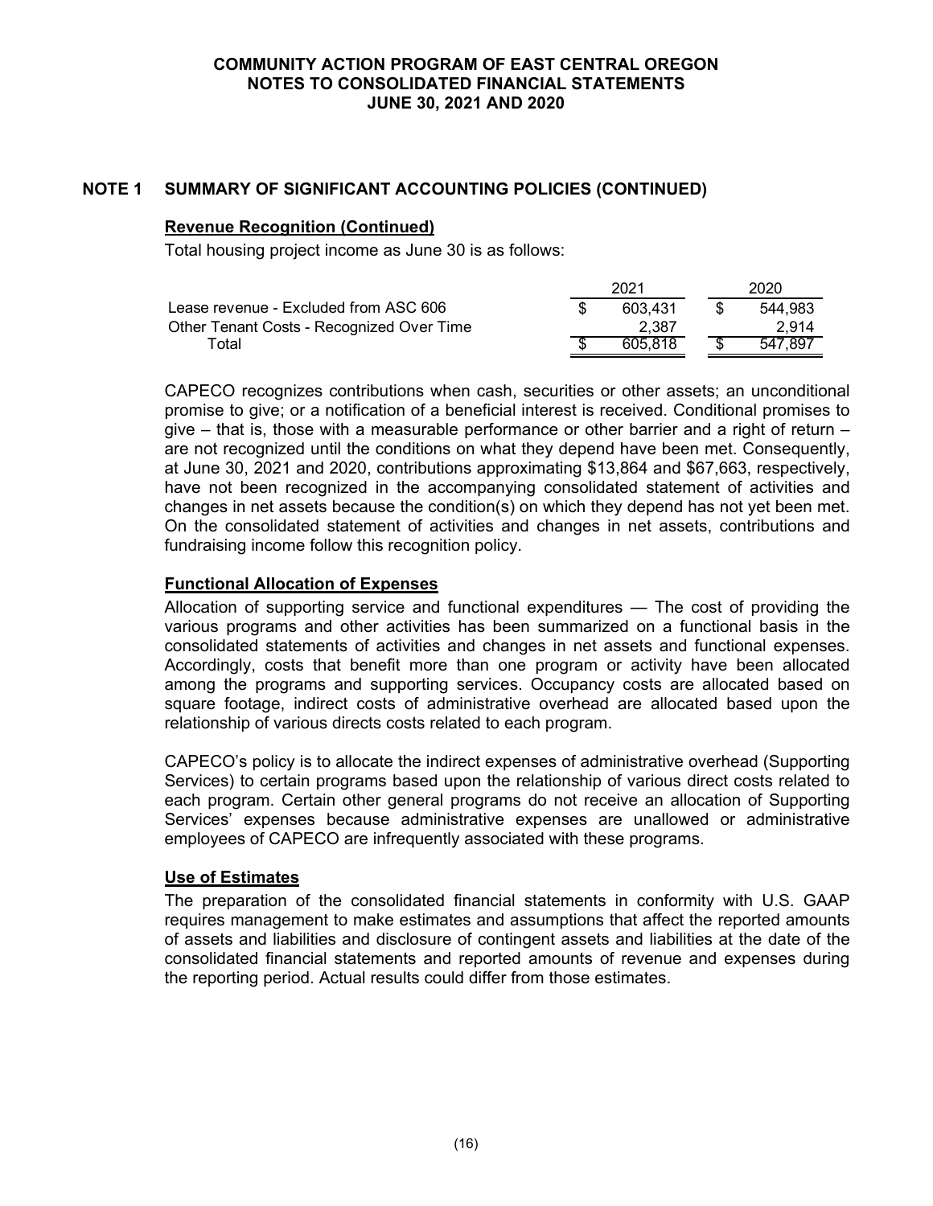## NOTE 1 SUMMARY OF SIGNIFICANT ACCOUNTING POLICIES (CONTINUED)

### Revenue Recognition (Continued)

Total housing project income as June 30 is as follows:

| | 2021 | 2020 |
|---|---|---|
| Lease revenue - Excluded from ASC 606 | $ 603,431 | $ 544,983 |
| Other Tenant Costs - Recognized Over Time | 2,387 | 2,914 |
| Total | $ 605,818 | $ 547,897 |

CAPECO recognizes contributions when cash, securities or other assets; an unconditional promise to give; or a notification of a beneficial interest is received. Conditional promises to give – that is, those with a measurable performance or other barrier and a right of return – are not recognized until the conditions on what they depend have been met. Consequently, at June 30, 2021 and 2020, contributions approximating $13,864 and $67,663, respectively, have not been recognized in the accompanying consolidated statement of activities and changes in net assets because the condition(s) on which they depend has not yet been met. On the consolidated statement of activities and changes in net assets, contributions and fundraising income follow this recognition policy.

### Functional Allocation of Expenses

Allocation of supporting service and functional expenditures — The cost of providing the various programs and other activities has been summarized on a functional basis in the consolidated statements of activities and changes in net assets and functional expenses. Accordingly, costs that benefit more than one program or activity have been allocated among the programs and supporting services. Occupancy costs are allocated based on square footage, indirect costs of administrative overhead are allocated based upon the relationship of various directs costs related to each program.

CAPECO's policy is to allocate the indirect expenses of administrative overhead (Supporting Services) to certain programs based upon the relationship of various direct costs related to each program. Certain other general programs do not receive an allocation of Supporting Services' expenses because administrative expenses are unallowed or administrative employees of CAPECO are infrequently associated with these programs.

### Use of Estimates

The preparation of the consolidated financial statements in conformity with U.S. GAAP requires management to make estimates and assumptions that affect the reported amounts of assets and liabilities and disclosure of contingent assets and liabilities at the date of the consolidated financial statements and reported amounts of revenue and expenses during the reporting period. Actual results could differ from those estimates.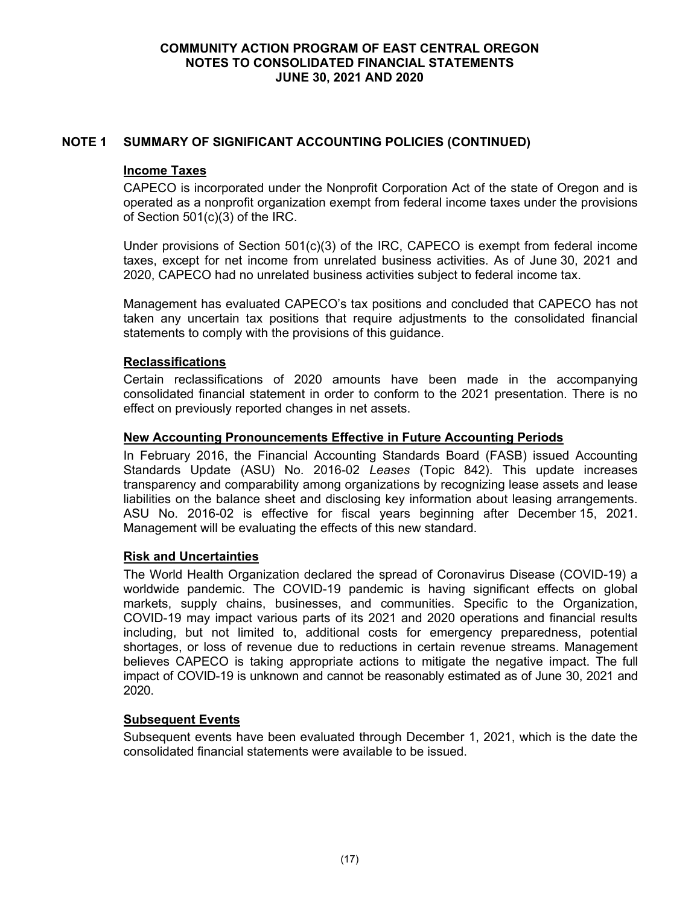## NOTE 1 SUMMARY OF SIGNIFICANT ACCOUNTING POLICIES (CONTINUED)

### Income Taxes

CAPECO is incorporated under the Nonprofit Corporation Act of the state of Oregon and is operated as a nonprofit organization exempt from federal income taxes under the provisions of Section 501(c)(3) of the IRC.

Under provisions of Section 501(c)(3) of the IRC, CAPECO is exempt from federal income taxes, except for net income from unrelated business activities. As of June 30, 2021 and 2020, CAPECO had no unrelated business activities subject to federal income tax.

Management has evaluated CAPECO's tax positions and concluded that CAPECO has not taken any uncertain tax positions that require adjustments to the consolidated financial statements to comply with the provisions of this guidance.

### Reclassifications

Certain reclassifications of 2020 amounts have been made in the accompanying consolidated financial statement in order to conform to the 2021 presentation. There is no effect on previously reported changes in net assets.

### New Accounting Pronouncements Effective in Future Accounting Periods

In February 2016, the Financial Accounting Standards Board (FASB) issued Accounting Standards Update (ASU) No. 2016-02 *Leases* (Topic 842). This update increases transparency and comparability among organizations by recognizing lease assets and lease liabilities on the balance sheet and disclosing key information about leasing arrangements. ASU No. 2016-02 is effective for fiscal years beginning after December 15, 2021. Management will be evaluating the effects of this new standard.

### Risk and Uncertainties

The World Health Organization declared the spread of Coronavirus Disease (COVID-19) a worldwide pandemic. The COVID-19 pandemic is having significant effects on global markets, supply chains, businesses, and communities. Specific to the Organization, COVID-19 may impact various parts of its 2021 and 2020 operations and financial results including, but not limited to, additional costs for emergency preparedness, potential shortages, or loss of revenue due to reductions in certain revenue streams. Management believes CAPECO is taking appropriate actions to mitigate the negative impact. The full impact of COVID-19 is unknown and cannot be reasonably estimated as of June 30, 2021 and 2020.

### Subsequent Events

Subsequent events have been evaluated through December 1, 2021, which is the date the consolidated financial statements were available to be issued.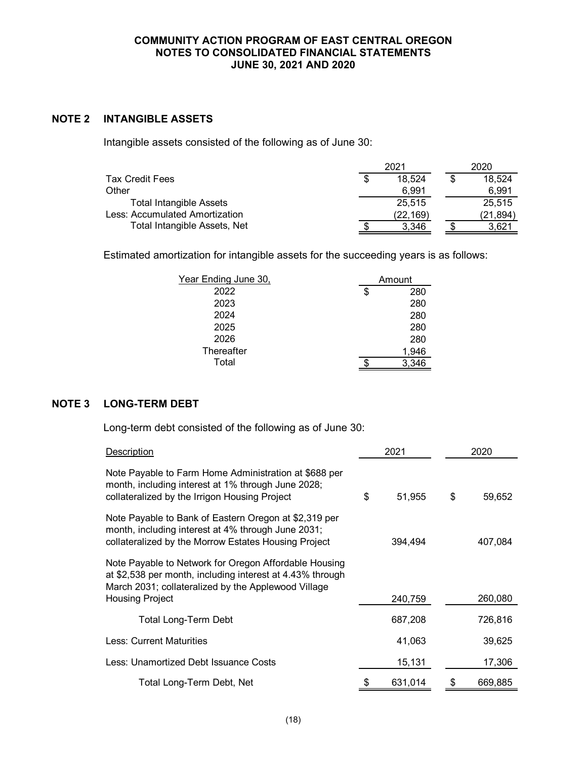**COMMUNITY ACTION PROGRAM OF EAST CENTRAL OREGON**
**NOTES TO CONSOLIDATED FINANCIAL STATEMENTS**
**JUNE 30, 2021 AND 2020**

## NOTE 2 INTANGIBLE ASSETS

Intangible assets consisted of the following as of June 30:

| | 2021 | 2020 |
|---|---|---|
| Tax Credit Fees | $ 18,524 | $ 18,524 |
| Other | 6,991 | 6,991 |
| Total Intangible Assets | 25,515 | 25,515 |
| Less: Accumulated Amortization | (22,169) | (21,894) |
| Total Intangible Assets, Net | $ 3,346 | $ 3,621 |

Estimated amortization for intangible assets for the succeeding years is as follows:

| Year Ending June 30, | Amount |
|---|---|
| 2022 | $ 280 |
| 2023 | 280 |
| 2024 | 280 |
| 2025 | 280 |
| 2026 | 280 |
| Thereafter | 1,946 |
| Total | $ 3,346 |

## NOTE 3 LONG-TERM DEBT

Long-term debt consisted of the following as of June 30:

| Description | 2021 | 2020 |
|---|---|---|
| Note Payable to Farm Home Administration at $688 per month, including interest at 1% through June 2028; collateralized by the Irrigon Housing Project | $ 51,955 | $ 59,652 |
| Note Payable to Bank of Eastern Oregon at $2,319 per month, including interest at 4% through June 2031; collateralized by the Morrow Estates Housing Project | 394,494 | 407,084 |
| Note Payable to Network for Oregon Affordable Housing at $2,538 per month, including interest at 4.43% through March 2031; collateralized by the Applewood Village Housing Project | 240,759 | 260,080 |
| Total Long-Term Debt | 687,208 | 726,816 |
| Less: Current Maturities | 41,063 | 39,625 |
| Less: Unamortized Debt Issuance Costs | 15,131 | 17,306 |
| Total Long-Term Debt, Net | $ 631,014 | $ 669,885 |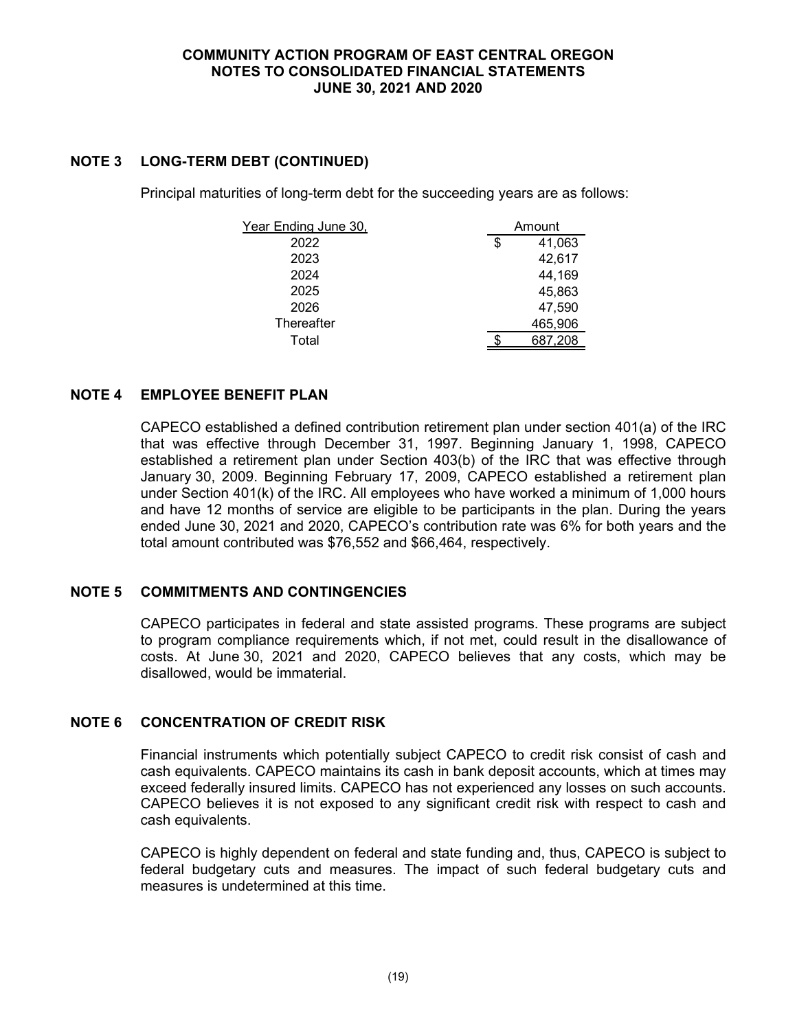## NOTE 3 LONG-TERM DEBT (CONTINUED)

Principal maturities of long-term debt for the succeeding years are as follows:

| Year Ending June 30, | Amount |
|---|---|
| 2022 | $ 41,063 |
| 2023 | 42,617 |
| 2024 | 44,169 |
| 2025 | 45,863 |
| 2026 | 47,590 |
| Thereafter | 465,906 |
| Total | $ 687,208 |

## NOTE 4 EMPLOYEE BENEFIT PLAN

CAPECO established a defined contribution retirement plan under section 401(a) of the IRC that was effective through December 31, 1997. Beginning January 1, 1998, CAPECO established a retirement plan under Section 403(b) of the IRC that was effective through January 30, 2009. Beginning February 17, 2009, CAPECO established a retirement plan under Section 401(k) of the IRC. All employees who have worked a minimum of 1,000 hours and have 12 months of service are eligible to be participants in the plan. During the years ended June 30, 2021 and 2020, CAPECO's contribution rate was 6% for both years and the total amount contributed was $76,552 and $66,464, respectively.

## NOTE 5 COMMITMENTS AND CONTINGENCIES

CAPECO participates in federal and state assisted programs. These programs are subject to program compliance requirements which, if not met, could result in the disallowance of costs. At June 30, 2021 and 2020, CAPECO believes that any costs, which may be disallowed, would be immaterial.

## NOTE 6 CONCENTRATION OF CREDIT RISK

Financial instruments which potentially subject CAPECO to credit risk consist of cash and cash equivalents. CAPECO maintains its cash in bank deposit accounts, which at times may exceed federally insured limits. CAPECO has not experienced any losses on such accounts. CAPECO believes it is not exposed to any significant credit risk with respect to cash and cash equivalents.

CAPECO is highly dependent on federal and state funding and, thus, CAPECO is subject to federal budgetary cuts and measures. The impact of such federal budgetary cuts and measures is undetermined at this time.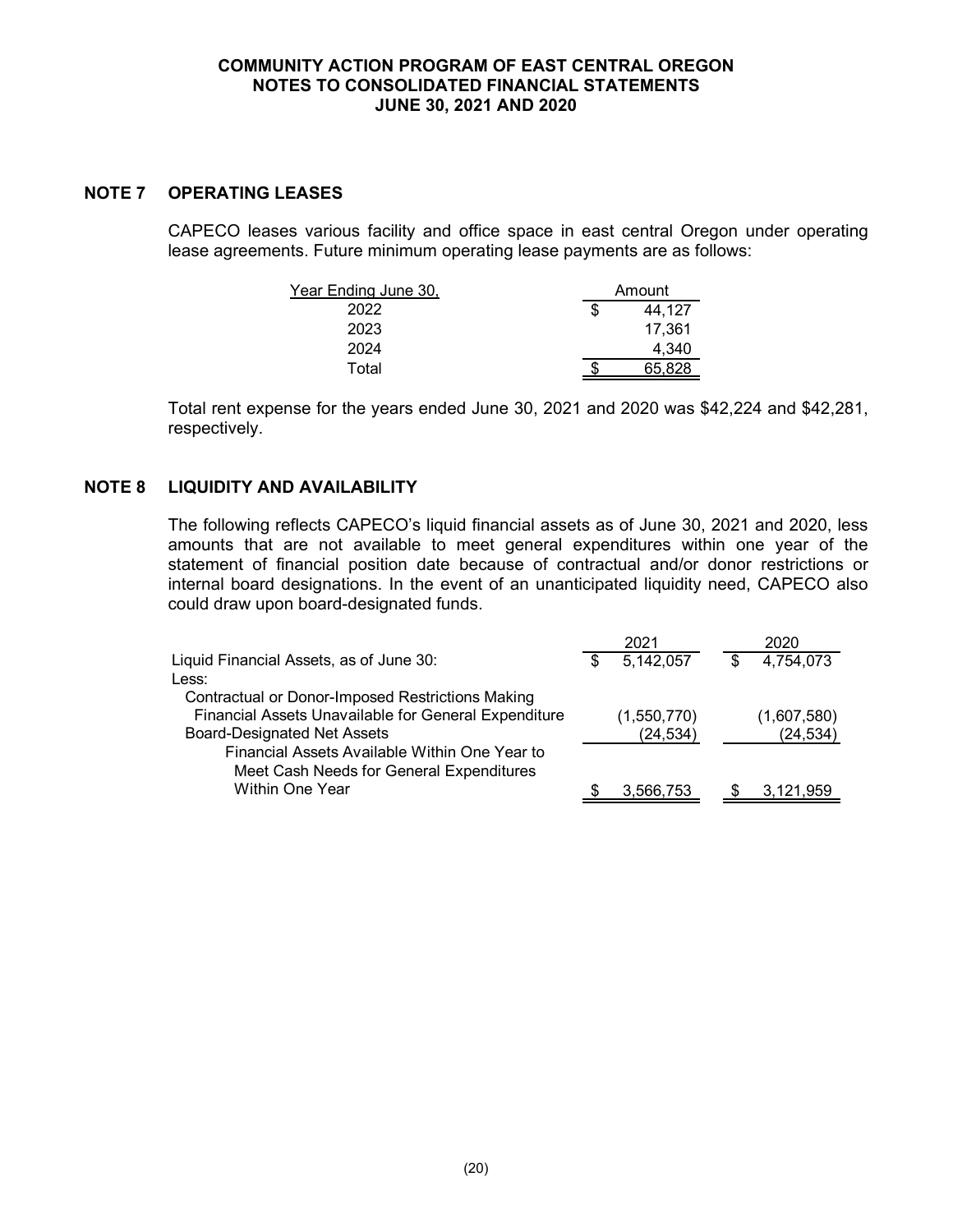## NOTE 7 OPERATING LEASES

CAPECO leases various facility and office space in east central Oregon under operating lease agreements. Future minimum operating lease payments are as follows:

| Year Ending June 30, | Amount |
|---|---|
| 2022 | $ 44,127 |
| 2023 | 17,361 |
| 2024 | 4,340 |
| Total | $ 65,828 |

Total rent expense for the years ended June 30, 2021 and 2020 was $42,224 and $42,281, respectively.

## NOTE 8 LIQUIDITY AND AVAILABILITY

The following reflects CAPECO's liquid financial assets as of June 30, 2021 and 2020, less amounts that are not available to meet general expenditures within one year of the statement of financial position date because of contractual and/or donor restrictions or internal board designations. In the event of an unanticipated liquidity need, CAPECO also could draw upon board-designated funds.

| | 2021 | 2020 |
|---|---|---|
| Liquid Financial Assets, as of June 30: | $ 5,142,057 | $ 4,754,073 |
| Less: | | |
| Contractual or Donor-Imposed Restrictions Making Financial Assets Unavailable for General Expenditure | (1,550,770) | (1,607,580) |
| Board-Designated Net Assets | (24,534) | (24,534) |
| Financial Assets Available Within One Year to Meet Cash Needs for General Expenditures Within One Year | $ 3,566,753 | $ 3,121,959 |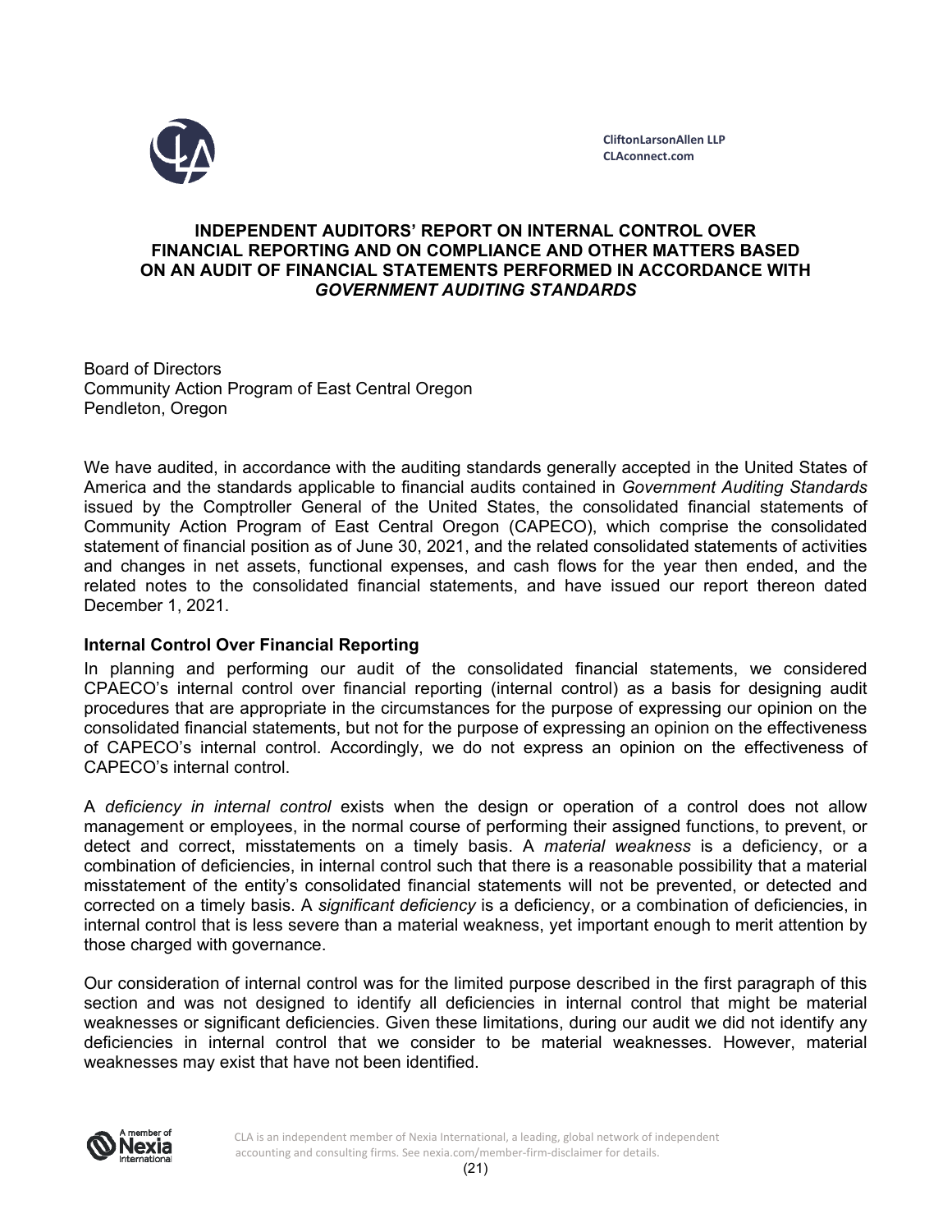CliftonLarsonAllen LLP
CLAconnect.com

# INDEPENDENT AUDITORS' REPORT ON INTERNAL CONTROL OVER FINANCIAL REPORTING AND ON COMPLIANCE AND OTHER MATTERS BASED ON AN AUDIT OF FINANCIAL STATEMENTS PERFORMED IN ACCORDANCE WITH *GOVERNMENT AUDITING STANDARDS*

Board of Directors
Community Action Program of East Central Oregon
Pendleton, Oregon

We have audited, in accordance with the auditing standards generally accepted in the United States of America and the standards applicable to financial audits contained in *Government Auditing Standards* issued by the Comptroller General of the United States, the consolidated financial statements of Community Action Program of East Central Oregon (CAPECO), which comprise the consolidated statement of financial position as of June 30, 2021, and the related consolidated statements of activities and changes in net assets, functional expenses, and cash flows for the year then ended, and the related notes to the consolidated financial statements, and have issued our report thereon dated December 1, 2021.

**Internal Control Over Financial Reporting**

In planning and performing our audit of the consolidated financial statements, we considered CPAECO's internal control over financial reporting (internal control) as a basis for designing audit procedures that are appropriate in the circumstances for the purpose of expressing our opinion on the consolidated financial statements, but not for the purpose of expressing an opinion on the effectiveness of CAPECO's internal control. Accordingly, we do not express an opinion on the effectiveness of CAPECO's internal control.

A *deficiency in internal control* exists when the design or operation of a control does not allow management or employees, in the normal course of performing their assigned functions, to prevent, or detect and correct, misstatements on a timely basis. A *material weakness* is a deficiency, or a combination of deficiencies, in internal control such that there is a reasonable possibility that a material misstatement of the entity's consolidated financial statements will not be prevented, or detected and corrected on a timely basis. A *significant deficiency* is a deficiency, or a combination of deficiencies, in internal control that is less severe than a material weakness, yet important enough to merit attention by those charged with governance.

Our consideration of internal control was for the limited purpose described in the first paragraph of this section and was not designed to identify all deficiencies in internal control that might be material weaknesses or significant deficiencies. Given these limitations, during our audit we did not identify any deficiencies in internal control that we consider to be material weaknesses. However, material weaknesses may exist that have not been identified.

CLA is an independent member of Nexia International, a leading, global network of independent accounting and consulting firms. See nexia.com/member-firm-disclaimer for details.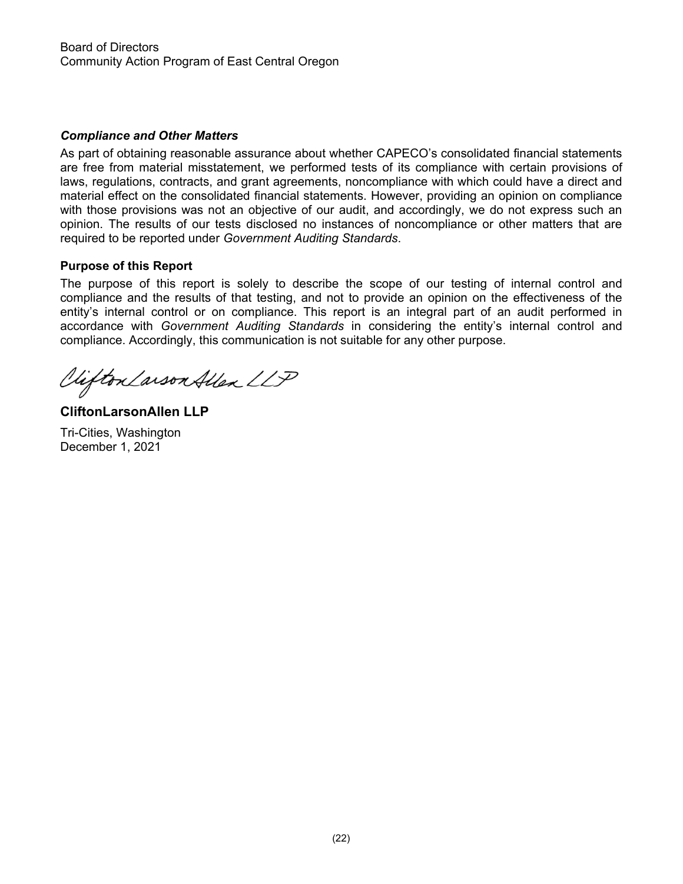Board of Directors
Community Action Program of East Central Oregon

### *Compliance and Other Matters*

As part of obtaining reasonable assurance about whether CAPECO's consolidated financial statements are free from material misstatement, we performed tests of its compliance with certain provisions of laws, regulations, contracts, and grant agreements, noncompliance with which could have a direct and material effect on the consolidated financial statements. However, providing an opinion on compliance with those provisions was not an objective of our audit, and accordingly, we do not express such an opinion. The results of our tests disclosed no instances of noncompliance or other matters that are required to be reported under *Government Auditing Standards*.

### Purpose of this Report

The purpose of this report is solely to describe the scope of our testing of internal control and compliance and the results of that testing, and not to provide an opinion on the effectiveness of the entity's internal control or on compliance. This report is an integral part of an audit performed in accordance with *Government Auditing Standards* in considering the entity's internal control and compliance. Accordingly, this communication is not suitable for any other purpose.

*CliftonLarsonAllen LLP*

**CliftonLarsonAllen LLP**

Tri-Cities, Washington
December 1, 2021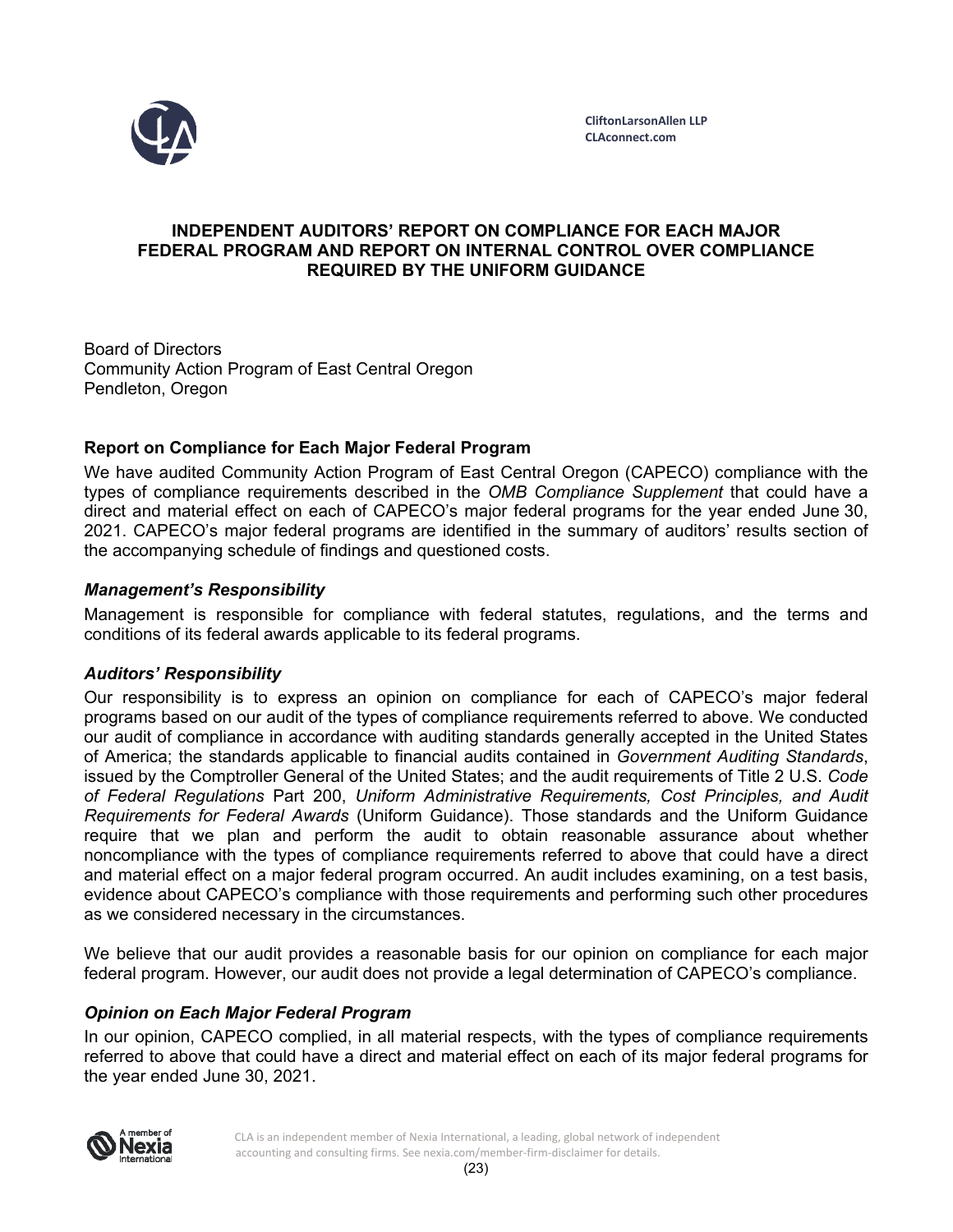CliftonLarsonAllen LLP
CLAconnect.com

# INDEPENDENT AUDITORS' REPORT ON COMPLIANCE FOR EACH MAJOR FEDERAL PROGRAM AND REPORT ON INTERNAL CONTROL OVER COMPLIANCE REQUIRED BY THE UNIFORM GUIDANCE

Board of Directors
Community Action Program of East Central Oregon
Pendleton, Oregon

## Report on Compliance for Each Major Federal Program

We have audited Community Action Program of East Central Oregon (CAPECO) compliance with the types of compliance requirements described in the *OMB Compliance Supplement* that could have a direct and material effect on each of CAPECO's major federal programs for the year ended June 30, 2021. CAPECO's major federal programs are identified in the summary of auditors' results section of the accompanying schedule of findings and questioned costs.

### *Management's Responsibility*

Management is responsible for compliance with federal statutes, regulations, and the terms and conditions of its federal awards applicable to its federal programs.

### *Auditors' Responsibility*

Our responsibility is to express an opinion on compliance for each of CAPECO's major federal programs based on our audit of the types of compliance requirements referred to above. We conducted our audit of compliance in accordance with auditing standards generally accepted in the United States of America; the standards applicable to financial audits contained in *Government Auditing Standards*, issued by the Comptroller General of the United States; and the audit requirements of Title 2 U.S. *Code of Federal Regulations* Part 200, *Uniform Administrative Requirements, Cost Principles, and Audit Requirements for Federal Awards* (Uniform Guidance). Those standards and the Uniform Guidance require that we plan and perform the audit to obtain reasonable assurance about whether noncompliance with the types of compliance requirements referred to above that could have a direct and material effect on a major federal program occurred. An audit includes examining, on a test basis, evidence about CAPECO's compliance with those requirements and performing such other procedures as we considered necessary in the circumstances.

We believe that our audit provides a reasonable basis for our opinion on compliance for each major federal program. However, our audit does not provide a legal determination of CAPECO's compliance.

### *Opinion on Each Major Federal Program*

In our opinion, CAPECO complied, in all material respects, with the types of compliance requirements referred to above that could have a direct and material effect on each of its major federal programs for the year ended June 30, 2021.

CLA is an independent member of Nexia International, a leading, global network of independent accounting and consulting firms. See nexia.com/member-firm-disclaimer for details.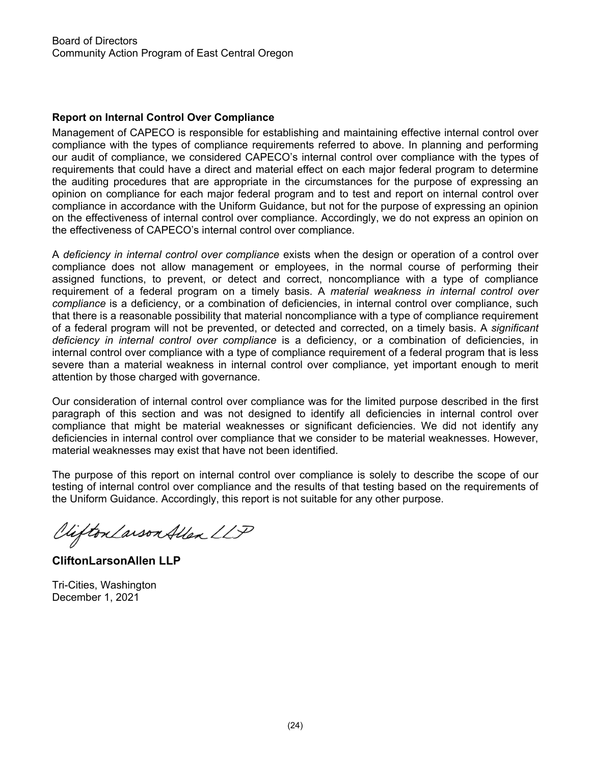Board of Directors
Community Action Program of East Central Oregon

**Report on Internal Control Over Compliance**

Management of CAPECO is responsible for establishing and maintaining effective internal control over compliance with the types of compliance requirements referred to above. In planning and performing our audit of compliance, we considered CAPECO's internal control over compliance with the types of requirements that could have a direct and material effect on each major federal program to determine the auditing procedures that are appropriate in the circumstances for the purpose of expressing an opinion on compliance for each major federal program and to test and report on internal control over compliance in accordance with the Uniform Guidance, but not for the purpose of expressing an opinion on the effectiveness of internal control over compliance. Accordingly, we do not express an opinion on the effectiveness of CAPECO's internal control over compliance.

A *deficiency in internal control over compliance* exists when the design or operation of a control over compliance does not allow management or employees, in the normal course of performing their assigned functions, to prevent, or detect and correct, noncompliance with a type of compliance requirement of a federal program on a timely basis. A *material weakness in internal control over compliance* is a deficiency, or a combination of deficiencies, in internal control over compliance, such that there is a reasonable possibility that material noncompliance with a type of compliance requirement of a federal program will not be prevented, or detected and corrected, on a timely basis. A *significant deficiency in internal control over compliance* is a deficiency, or a combination of deficiencies, in internal control over compliance with a type of compliance requirement of a federal program that is less severe than a material weakness in internal control over compliance, yet important enough to merit attention by those charged with governance.

Our consideration of internal control over compliance was for the limited purpose described in the first paragraph of this section and was not designed to identify all deficiencies in internal control over compliance that might be material weaknesses or significant deficiencies. We did not identify any deficiencies in internal control over compliance that we consider to be material weaknesses. However, material weaknesses may exist that have not been identified.

The purpose of this report on internal control over compliance is solely to describe the scope of our testing of internal control over compliance and the results of that testing based on the requirements of the Uniform Guidance. Accordingly, this report is not suitable for any other purpose.

CliftonLarsonAllen LLP

**CliftonLarsonAllen LLP**

Tri-Cities, Washington
December 1, 2021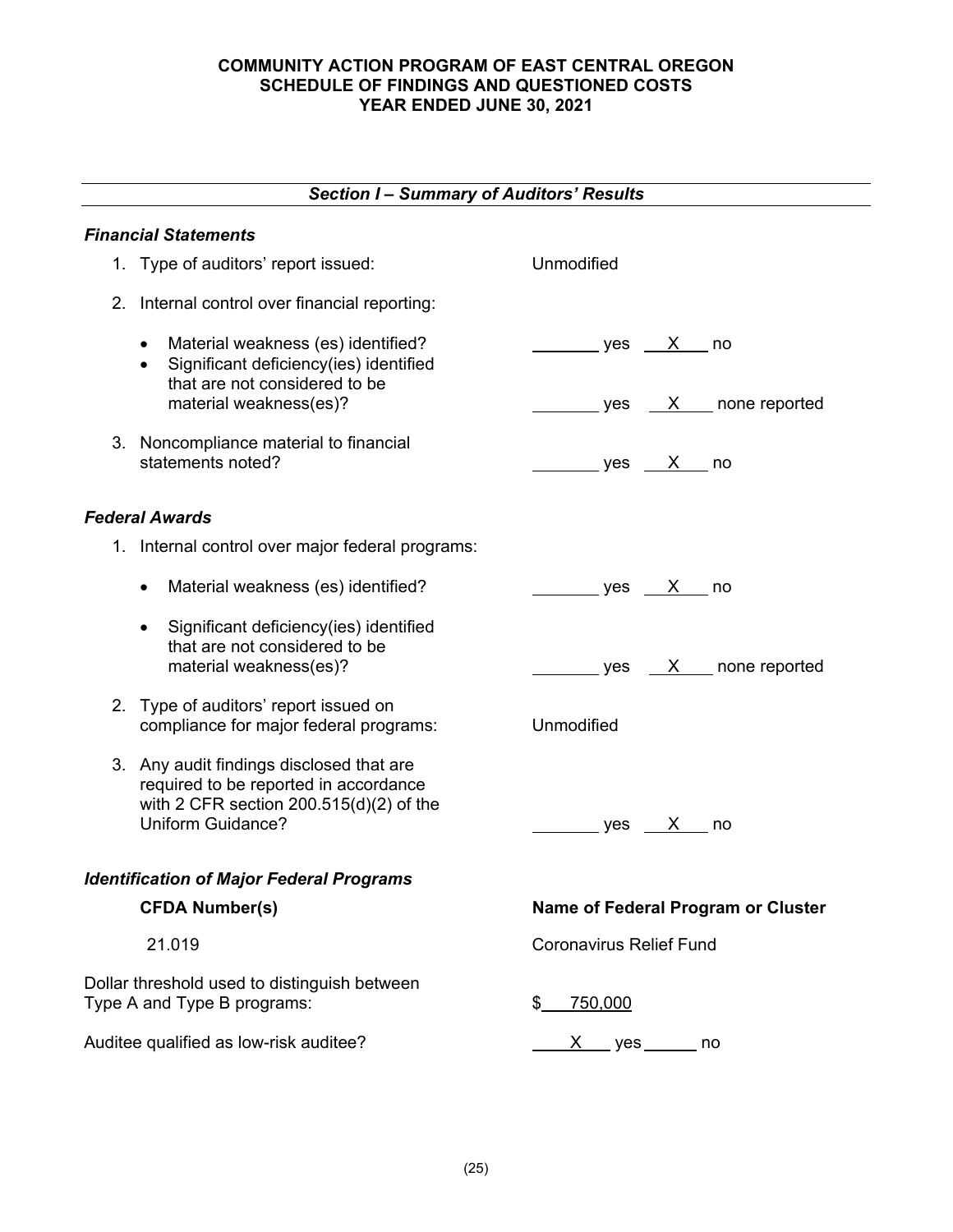**COMMUNITY ACTION PROGRAM OF EAST CENTRAL OREGON**
**SCHEDULE OF FINDINGS AND QUESTIONED COSTS**
**YEAR ENDED JUNE 30, 2021**

## ***Section I – Summary of Auditors' Results***

### ***Financial Statements***

1. Type of auditors' report issued: Unmodified

2. Internal control over financial reporting:

   - Material weakness (es) identified? \_\_\_\_\_ yes \_\_X\_\_ no
   - Significant deficiency(ies) identified that are not considered to be material weakness(es)? \_\_\_\_\_ yes \_\_X\_\_ none reported

3. Noncompliance material to financial statements noted? \_\_\_\_\_ yes \_\_X\_\_ no

### ***Federal Awards***

1. Internal control over major federal programs:

   - Material weakness (es) identified? \_\_\_\_\_ yes \_\_X\_\_ no
   - Significant deficiency(ies) identified that are not considered to be material weakness(es)? \_\_\_\_\_ yes \_\_X\_\_ none reported

2. Type of auditors' report issued on compliance for major federal programs: Unmodified

3. Any audit findings disclosed that are required to be reported in accordance with 2 CFR section 200.515(d)(2) of the Uniform Guidance? \_\_\_\_\_ yes \_\_X\_\_ no

### ***Identification of Major Federal Programs***

| CFDA Number(s) | Name of Federal Program or Cluster |
|---|---|
| 21.019 | Coronavirus Relief Fund |

Dollar threshold used to distinguish between Type A and Type B programs: $ 750,000

Auditee qualified as low-risk auditee? \_\_X\_\_ yes \_\_\_\_\_ no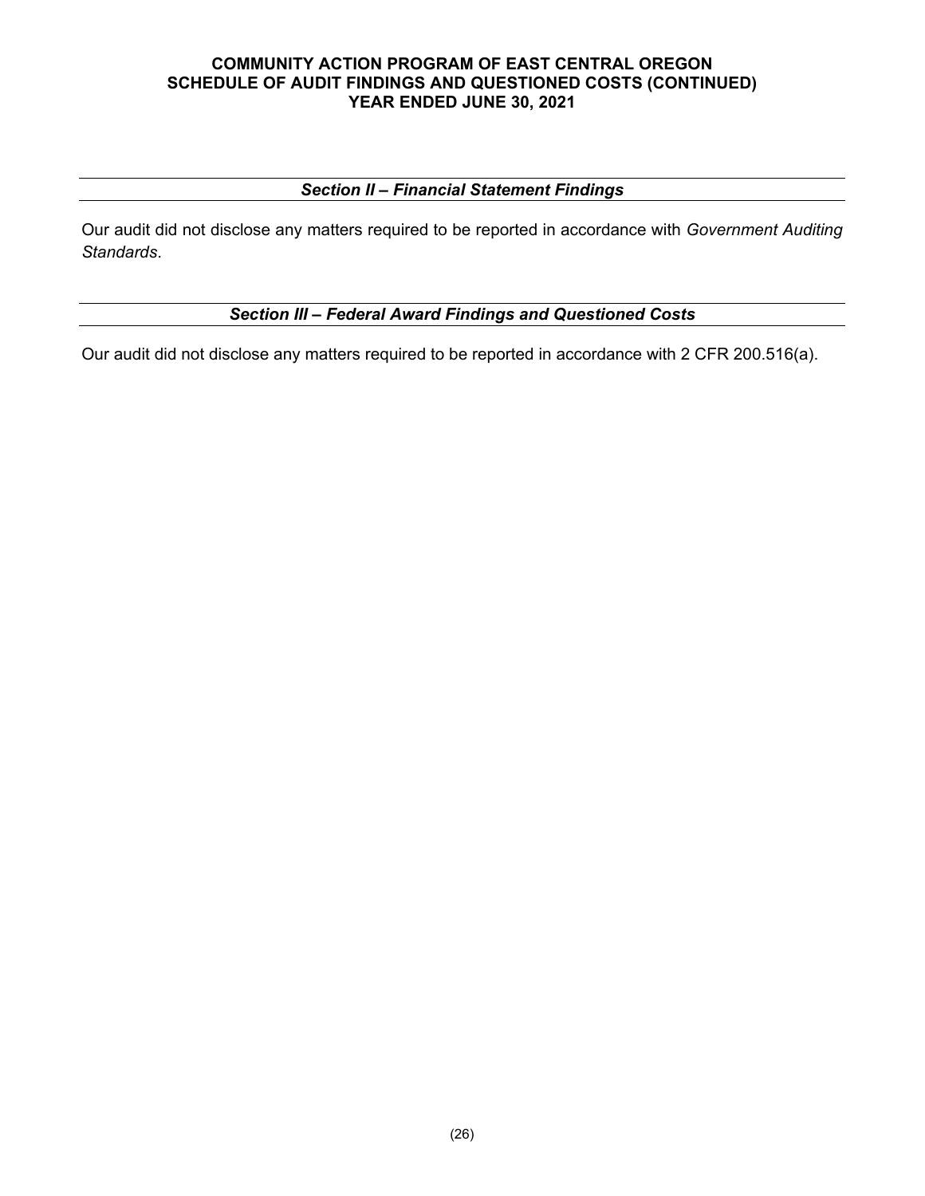# COMMUNITY ACTION PROGRAM OF EAST CENTRAL OREGON
## SCHEDULE OF AUDIT FINDINGS AND QUESTIONED COSTS (CONTINUED)
## YEAR ENDED JUNE 30, 2021

### *Section II – Financial Statement Findings*

Our audit did not disclose any matters required to be reported in accordance with *Government Auditing Standards*.

### *Section III – Federal Award Findings and Questioned Costs*

Our audit did not disclose any matters required to be reported in accordance with 2 CFR 200.516(a).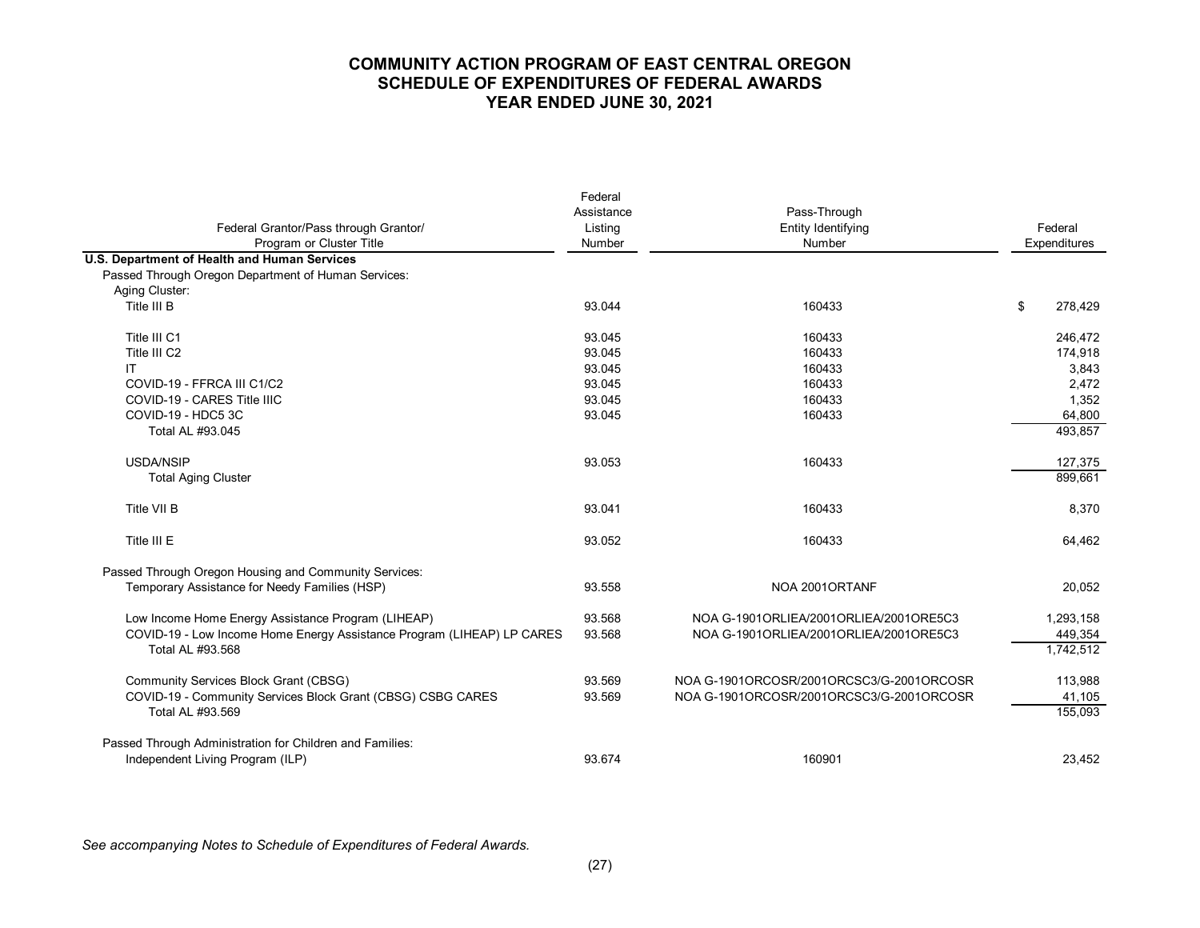# COMMUNITY ACTION PROGRAM OF EAST CENTRAL OREGON
## SCHEDULE OF EXPENDITURES OF FEDERAL AWARDS
## YEAR ENDED JUNE 30, 2021

| Federal Grantor/Pass through Grantor/ Program or Cluster Title | Federal Assistance Listing Number | Pass-Through Entity Identifying Number | Federal Expenditures |
|---|---|---|---|
| **U.S. Department of Health and Human Services** | | | |
| Passed Through Oregon Department of Human Services: | | | |
| Aging Cluster: | | | |
| Title III B | 93.044 | 160433 | $ 278,429 |
| Title III C1 | 93.045 | 160433 | 246,472 |
| Title III C2 | 93.045 | 160433 | 174,918 |
| IT | 93.045 | 160433 | 3,843 |
| COVID-19 - FFRCA III C1/C2 | 93.045 | 160433 | 2,472 |
| COVID-19 - CARES Title IIIC | 93.045 | 160433 | 1,352 |
| COVID-19 - HDC5 3C | 93.045 | 160433 | 64,800 |
| Total AL #93.045 | | | 493,857 |
| USDA/NSIP | 93.053 | 160433 | 127,375 |
| Total Aging Cluster | | | 899,661 |
| Title VII B | 93.041 | 160433 | 8,370 |
| Title III E | 93.052 | 160433 | 64,462 |
| Passed Through Oregon Housing and Community Services: | | | |
| Temporary Assistance for Needy Families (HSP) | 93.558 | NOA 2001ORTANF | 20,052 |
| Low Income Home Energy Assistance Program (LIHEAP) | 93.568 | NOA G-1901ORLIEA/2001ORLIEA/2001ORE5C3 | 1,293,158 |
| COVID-19 - Low Income Home Energy Assistance Program (LIHEAP) LP CARES | 93.568 | NOA G-1901ORLIEA/2001ORLIEA/2001ORE5C3 | 449,354 |
| Total AL #93.568 | | | 1,742,512 |
| Community Services Block Grant (CBSG) | 93.569 | NOA G-1901ORCOSR/2001ORCSC3/G-2001ORCOSR | 113,988 |
| COVID-19 - Community Services Block Grant (CBSG) CSBG CARES | 93.569 | NOA G-1901ORCOSR/2001ORCSC3/G-2001ORCOSR | 41,105 |
| Total AL #93.569 | | | 155,093 |
| Passed Through Administration for Children and Families: | | | |
| Independent Living Program (ILP) | 93.674 | 160901 | 23,452 |

*See accompanying Notes to Schedule of Expenditures of Federal Awards.*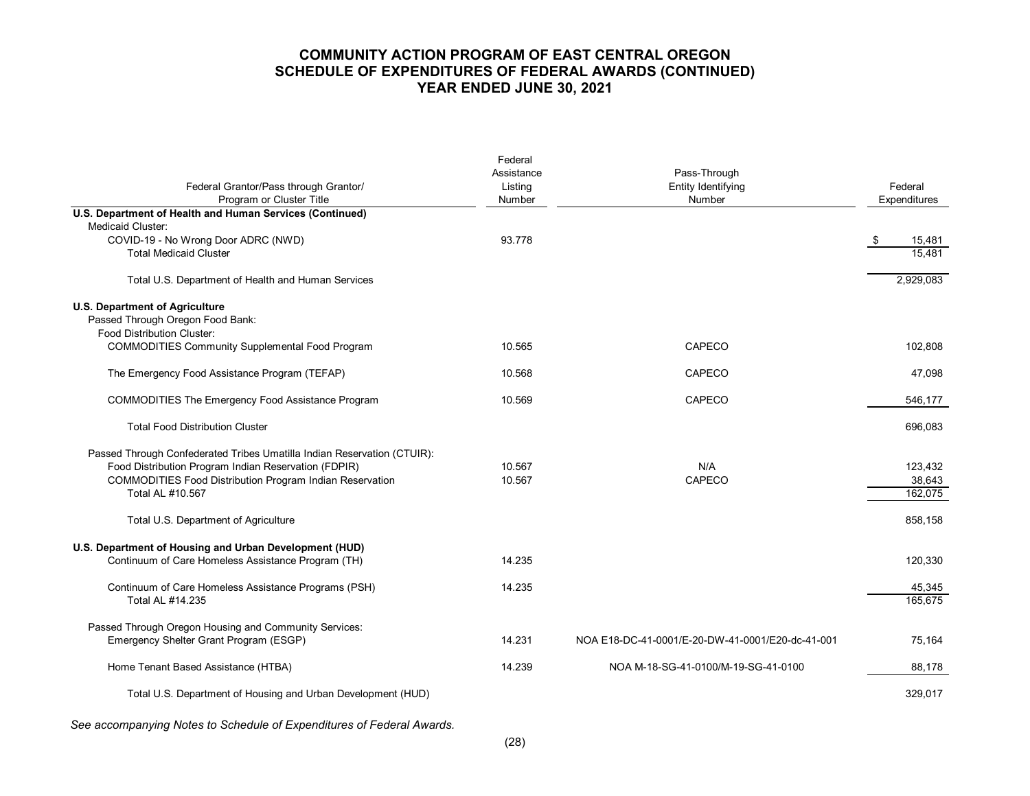# COMMUNITY ACTION PROGRAM OF EAST CENTRAL OREGON
## SCHEDULE OF EXPENDITURES OF FEDERAL AWARDS (CONTINUED)
## YEAR ENDED JUNE 30, 2021

| Federal Grantor/Pass through Grantor/ Program or Cluster Title | Federal Assistance Listing Number | Pass-Through Entity Identifying Number | Federal Expenditures |
|---|---|---|---|
| **U.S. Department of Health and Human Services (Continued)** | | | |
| Medicaid Cluster: | | | |
| COVID-19 - No Wrong Door ADRC (NWD) | 93.778 | | $ 15,481 |
| Total Medicaid Cluster | | | 15,481 |
| Total U.S. Department of Health and Human Services | | | 2,929,083 |
| **U.S. Department of Agriculture** | | | |
| Passed Through Oregon Food Bank: | | | |
| Food Distribution Cluster: | | | |
| COMMODITIES Community Supplemental Food Program | 10.565 | CAPECO | 102,808 |
| The Emergency Food Assistance Program (TEFAP) | 10.568 | CAPECO | 47,098 |
| COMMODITIES The Emergency Food Assistance Program | 10.569 | CAPECO | 546,177 |
| Total Food Distribution Cluster | | | 696,083 |
| Passed Through Confederated Tribes Umatilla Indian Reservation (CTUIR): | | | |
| Food Distribution Program Indian Reservation (FDPIR) | 10.567 | N/A | 123,432 |
| COMMODITIES Food Distribution Program Indian Reservation | 10.567 | CAPECO | 38,643 |
| Total AL #10.567 | | | 162,075 |
| Total U.S. Department of Agriculture | | | 858,158 |
| **U.S. Department of Housing and Urban Development (HUD)** | | | |
| Continuum of Care Homeless Assistance Program (TH) | 14.235 | | 120,330 |
| Continuum of Care Homeless Assistance Programs (PSH) | 14.235 | | 45,345 |
| Total AL #14.235 | | | 165,675 |
| Passed Through Oregon Housing and Community Services: | | | |
| Emergency Shelter Grant Program (ESGP) | 14.231 | NOA E18-DC-41-0001/E-20-DW-41-0001/E20-dc-41-001 | 75,164 |
| Home Tenant Based Assistance (HTBA) | 14.239 | NOA M-18-SG-41-0100/M-19-SG-41-0100 | 88,178 |
| Total U.S. Department of Housing and Urban Development (HUD) | | | 329,017 |

*See accompanying Notes to Schedule of Expenditures of Federal Awards.*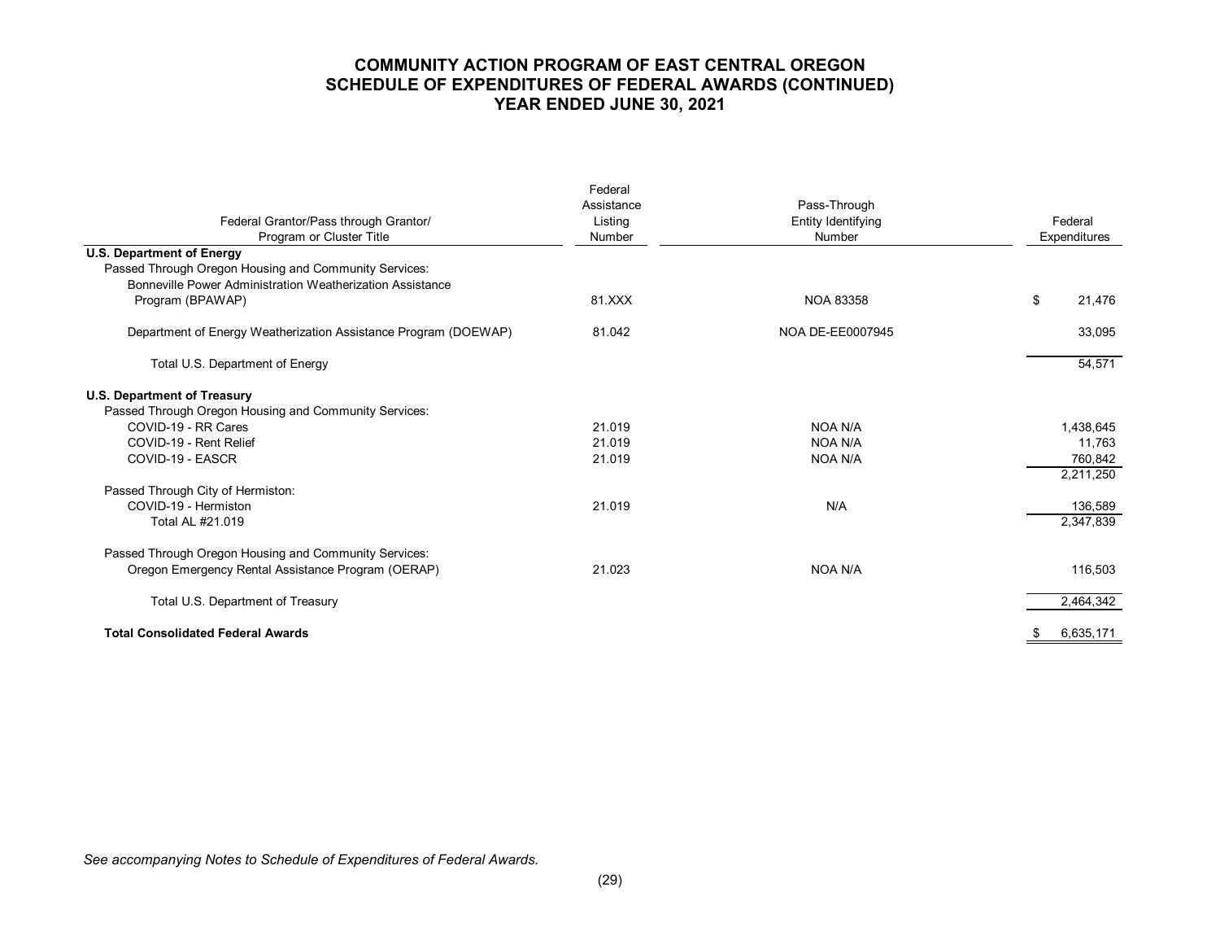# COMMUNITY ACTION PROGRAM OF EAST CENTRAL OREGON
## SCHEDULE OF EXPENDITURES OF FEDERAL AWARDS (CONTINUED)
## YEAR ENDED JUNE 30, 2021

| Federal Grantor/Pass through Grantor/ Program or Cluster Title | Federal Assistance Listing Number | Pass-Through Entity Identifying Number | Federal Expenditures |
|---|---|---|---|
| **U.S. Department of Energy** | | | |
| Passed Through Oregon Housing and Community Services: | | | |
| Bonneville Power Administration Weatherization Assistance Program (BPAWAP) | 81.XXX | NOA 83358 | $ 21,476 |
| Department of Energy Weatherization Assistance Program (DOEWAP) | 81.042 | NOA DE-EE0007945 | 33,095 |
| Total U.S. Department of Energy | | | 54,571 |
| **U.S. Department of Treasury** | | | |
| Passed Through Oregon Housing and Community Services: | | | |
| COVID-19 - RR Cares | 21.019 | NOA N/A | 1,438,645 |
| COVID-19 - Rent Relief | 21.019 | NOA N/A | 11,763 |
| COVID-19 - EASCR | 21.019 | NOA N/A | 760,842 |
| | | | 2,211,250 |
| Passed Through City of Hermiston: | | | |
| COVID-19 - Hermiston | 21.019 | N/A | 136,589 |
| Total AL #21.019 | | | 2,347,839 |
| Passed Through Oregon Housing and Community Services: | | | |
| Oregon Emergency Rental Assistance Program (OERAP) | 21.023 | NOA N/A | 116,503 |
| Total U.S. Department of Treasury | | | 2,464,342 |
| **Total Consolidated Federal Awards** | | | $ 6,635,171 |

*See accompanying Notes to Schedule of Expenditures of Federal Awards.*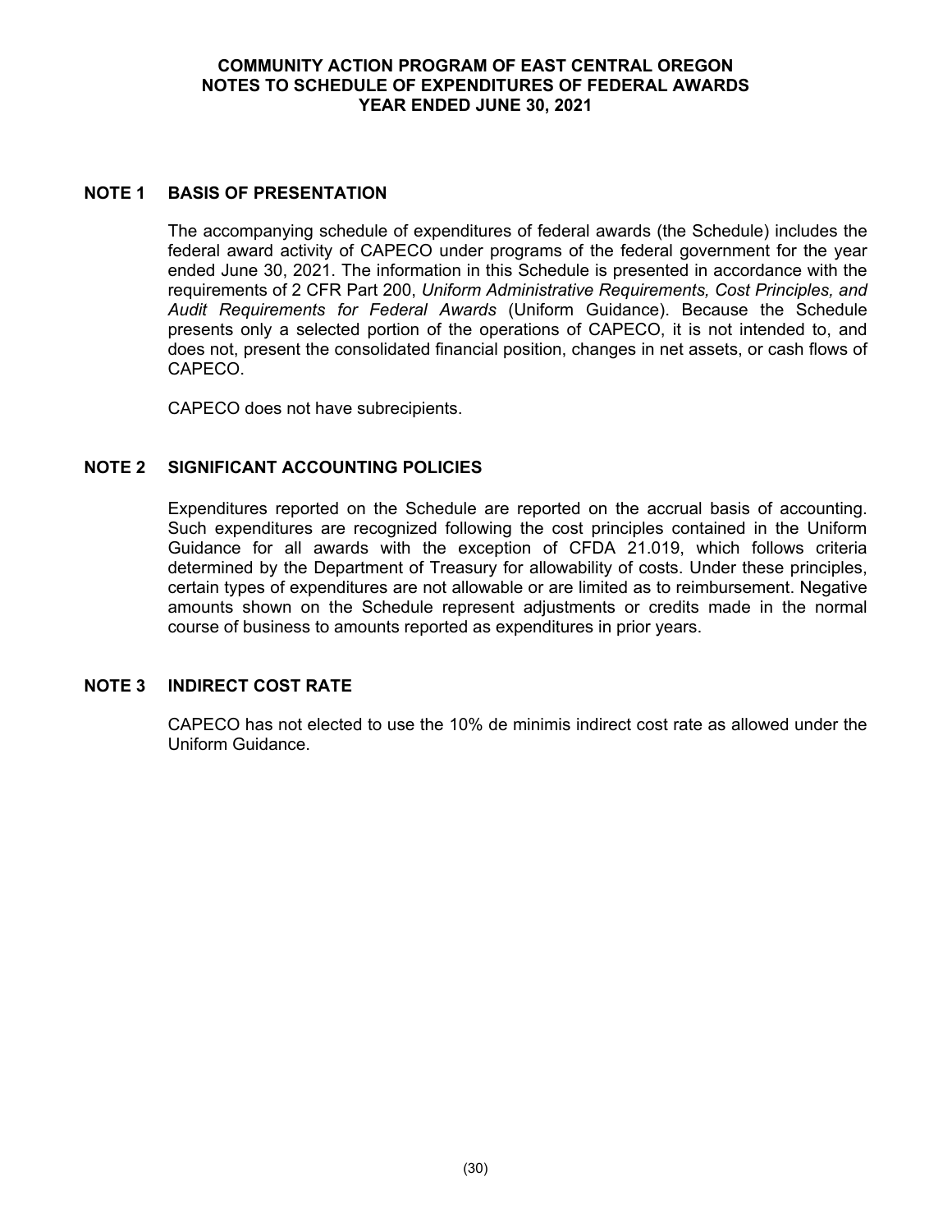# COMMUNITY ACTION PROGRAM OF EAST CENTRAL OREGON
# NOTES TO SCHEDULE OF EXPENDITURES OF FEDERAL AWARDS
# YEAR ENDED JUNE 30, 2021

## NOTE 1 BASIS OF PRESENTATION

The accompanying schedule of expenditures of federal awards (the Schedule) includes the federal award activity of CAPECO under programs of the federal government for the year ended June 30, 2021. The information in this Schedule is presented in accordance with the requirements of 2 CFR Part 200, *Uniform Administrative Requirements, Cost Principles, and Audit Requirements for Federal Awards* (Uniform Guidance). Because the Schedule presents only a selected portion of the operations of CAPECO, it is not intended to, and does not, present the consolidated financial position, changes in net assets, or cash flows of CAPECO.

CAPECO does not have subrecipients.

## NOTE 2 SIGNIFICANT ACCOUNTING POLICIES

Expenditures reported on the Schedule are reported on the accrual basis of accounting. Such expenditures are recognized following the cost principles contained in the Uniform Guidance for all awards with the exception of CFDA 21.019, which follows criteria determined by the Department of Treasury for allowability of costs. Under these principles, certain types of expenditures are not allowable or are limited as to reimbursement. Negative amounts shown on the Schedule represent adjustments or credits made in the normal course of business to amounts reported as expenditures in prior years.

## NOTE 3 INDIRECT COST RATE

CAPECO has not elected to use the 10% de minimis indirect cost rate as allowed under the Uniform Guidance.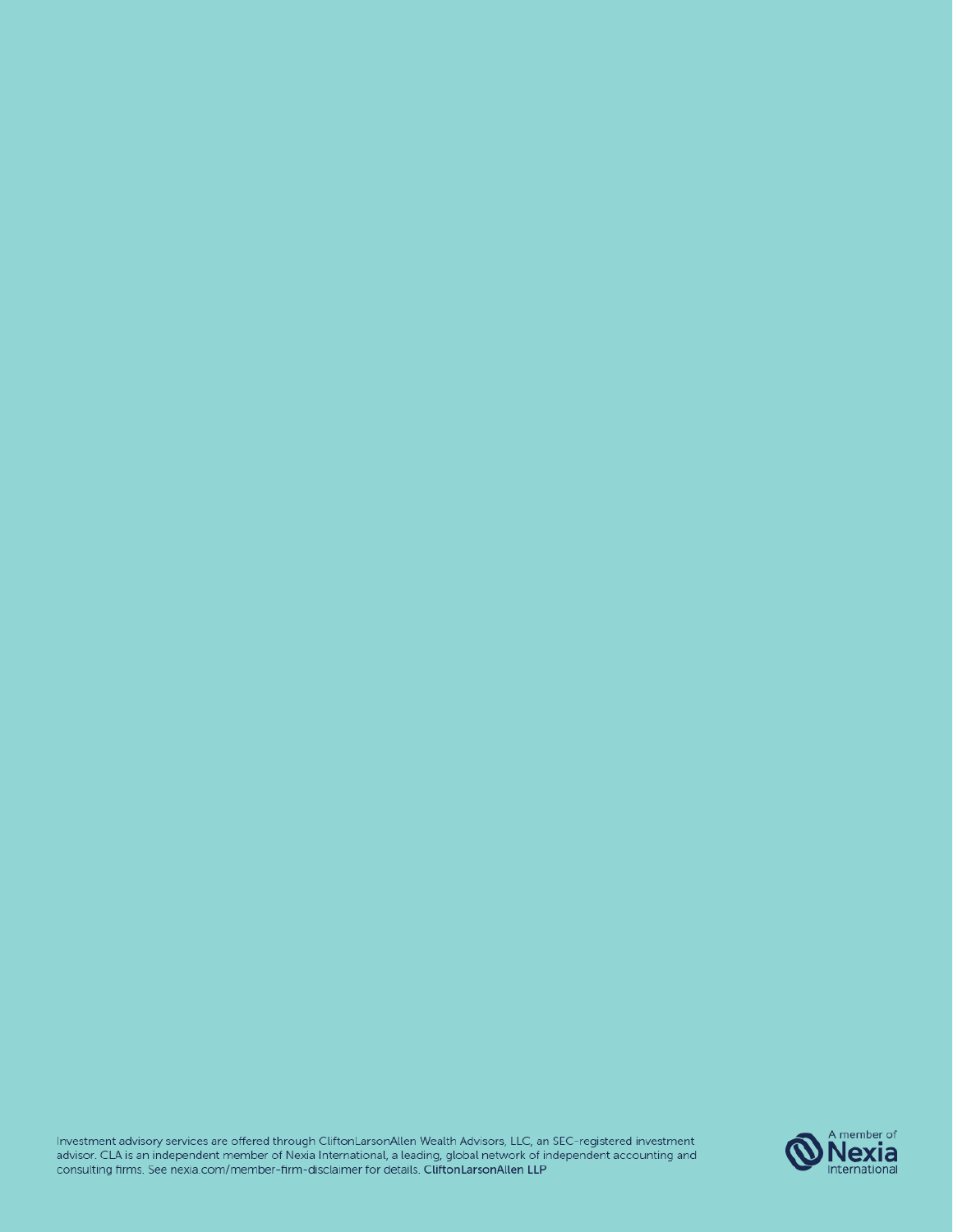Investment advisory services are offered through CliftonLarsonAllen Wealth Advisors, LLC, an SEC-registered investment advisor. CLA is an independent member of Nexia International, a leading, global network of independent accounting and consulting firms. See nexia.com/member-firm-disclaimer for details. **CliftonLarsonAllen LLP**

A member of Nexia International